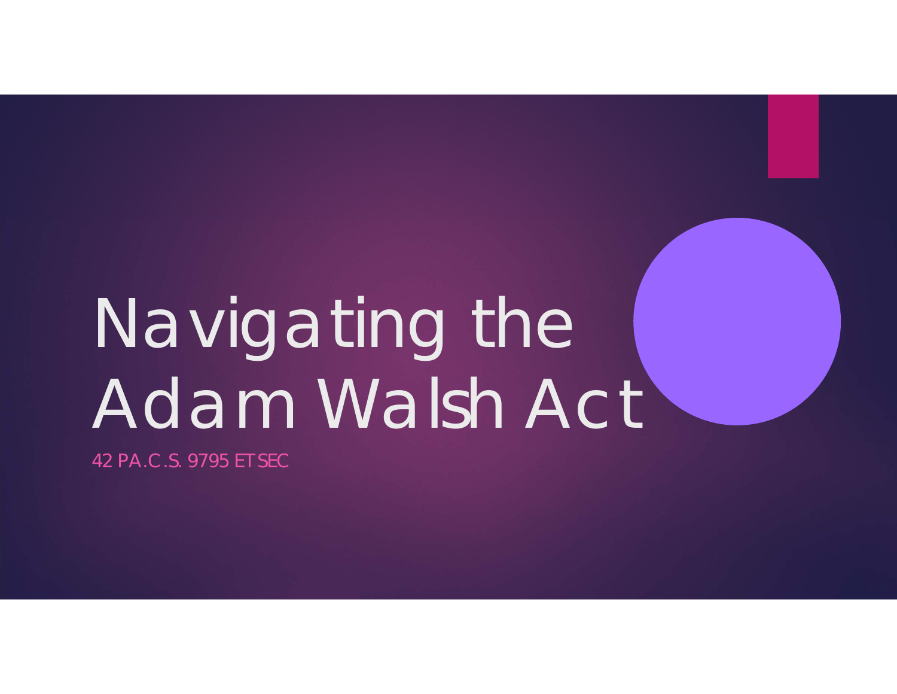# Navigating the Adam Walsh Act

42 PA.C.S. 9795 ET SEC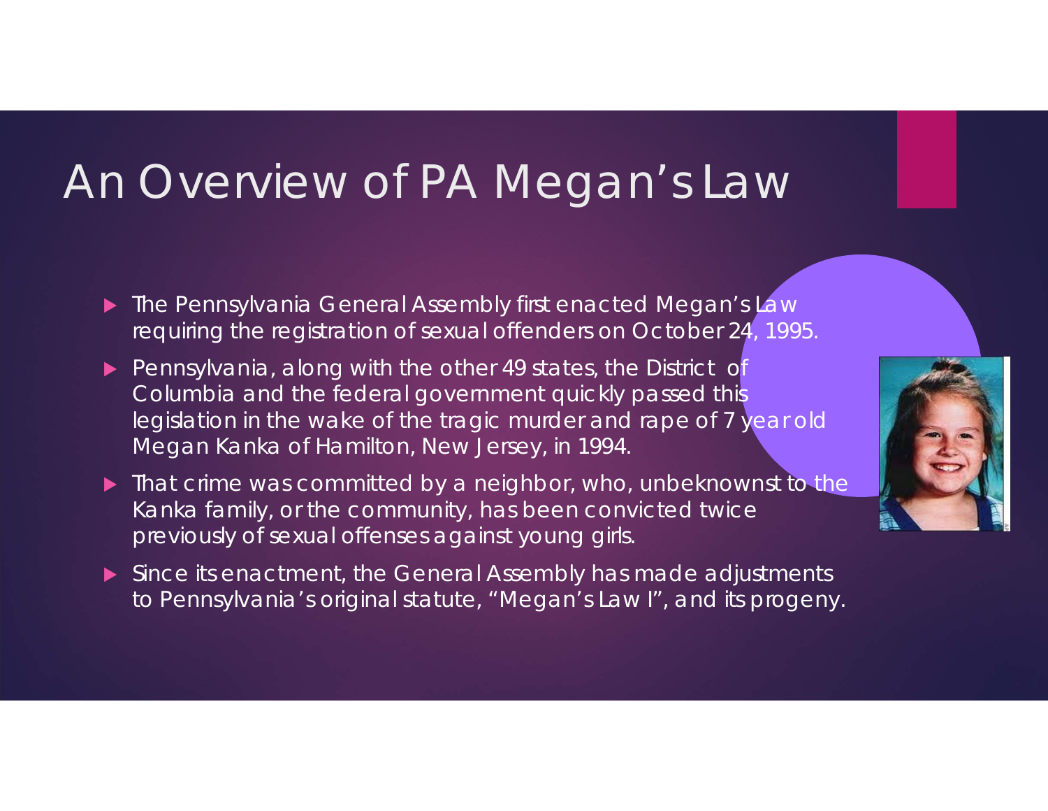# An Overview of PA Megan's Law

- The Pennsylvania General Assembly first enacted Megan's Law requiring the registration of sexual offenders on October 24, 1995.
- Pennsylvania, along with the other 49 states, the District of Columbia and the federal government quickly passed this legislation in the wake of the tragic murder and rape of 7 year old Megan Kanka of Hamilton, New Jersey, in 1994.
- That crime was committed by a neighbor, who, unbeknownst to the Kanka family, or the community, has been convicted twice previously of sexual offenses against young girls.
- Since its enactment, the General Assembly has made adjustments to Pennsylvania's original statute, "Megan's Law I", and its progeny.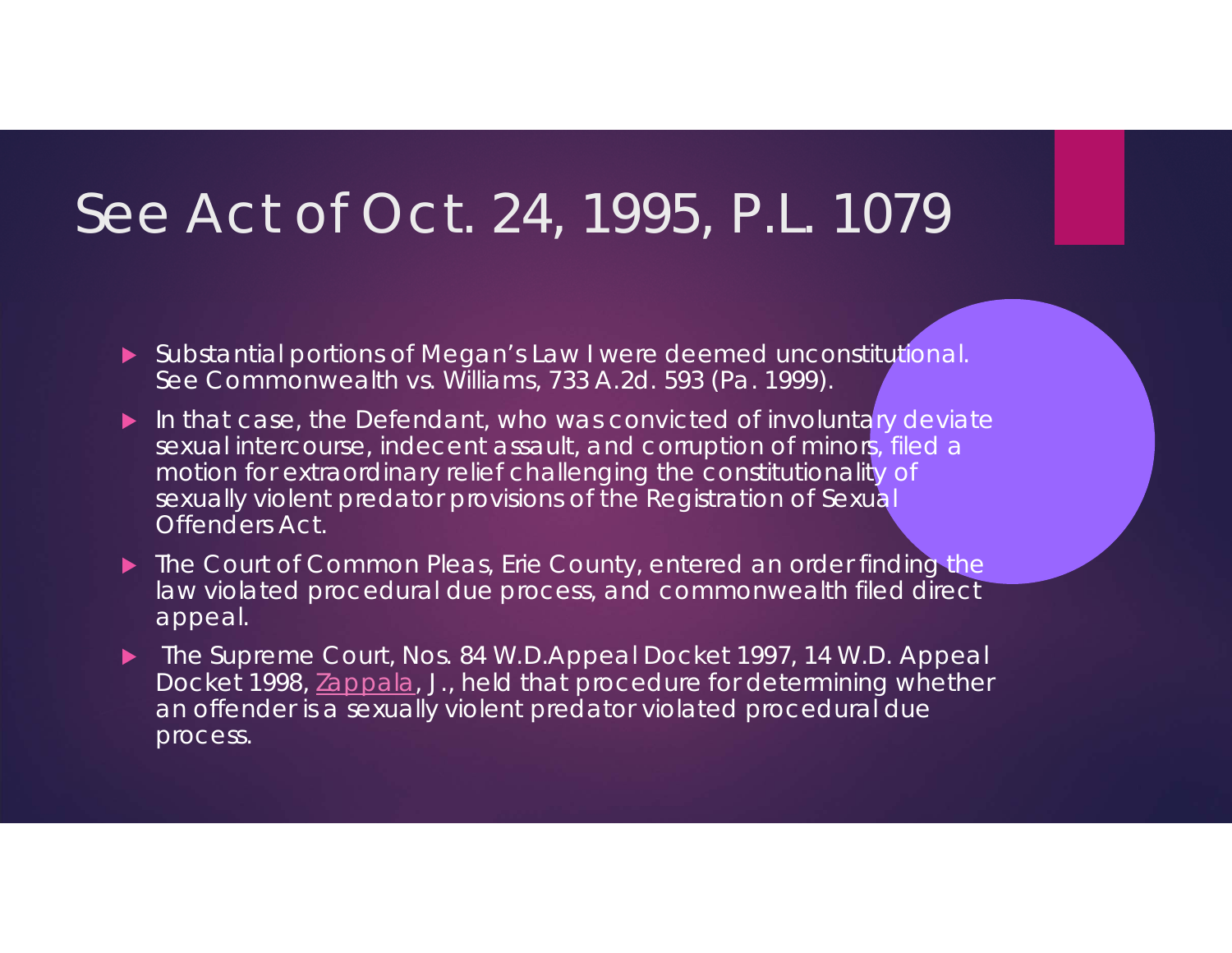# See Act of Oct. 24, 1995, P.L. 1079

- Substantial portions of Megan's Law I were deemed unconstitutional. See Commonwealth vs. Williams, 733 A.2d. 593 (Pa. 1999).
- In that case, the Defendant, who was convicted of involuntary deviate sexual intercourse, indecent assault, and corruption of minors, filed a motion for extraordinary relief challenging the constitutionality of sexually violent predator provisions of the Registration of Sexual Offenders Act.
- The Court of Common Pleas, Erie County, entered an order finding the law violated procedural due process, and commonwealth filed direct appeal.
- The Supreme Court, Nos. 84 W.D.Appeal Docket 1997, 14 W.D. Appeal Docket 1998, Zappala, J., held that procedure for determining whether an offender is a sexually violent predator violated procedural due process.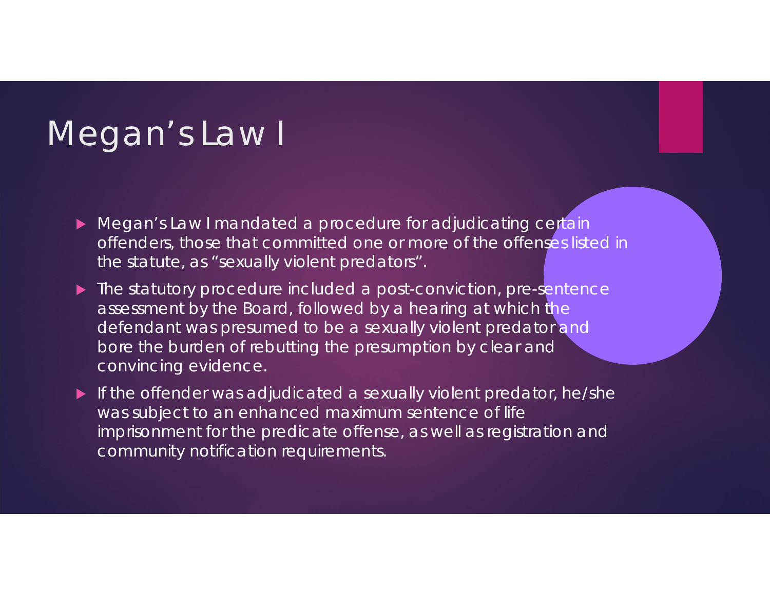# Megan's Law I

- Megan's Law I mandated a procedure for adjudicating certain offenders, those that committed one or more of the offenses listed in the statute, as "sexually violent predators".
- The statutory procedure included a post-conviction, pre-sentence assessment by the Board, followed by a hearing at which the defendant was presumed to be a sexually violent predator and bore the burden of rebutting the presumption by clear and convincing evidence.
- If the offender was adjudicated a sexually violent predator, he/she was subject to an enhanced maximum sentence of life imprisonment for the predicate offense, as well as registration and community notification requirements.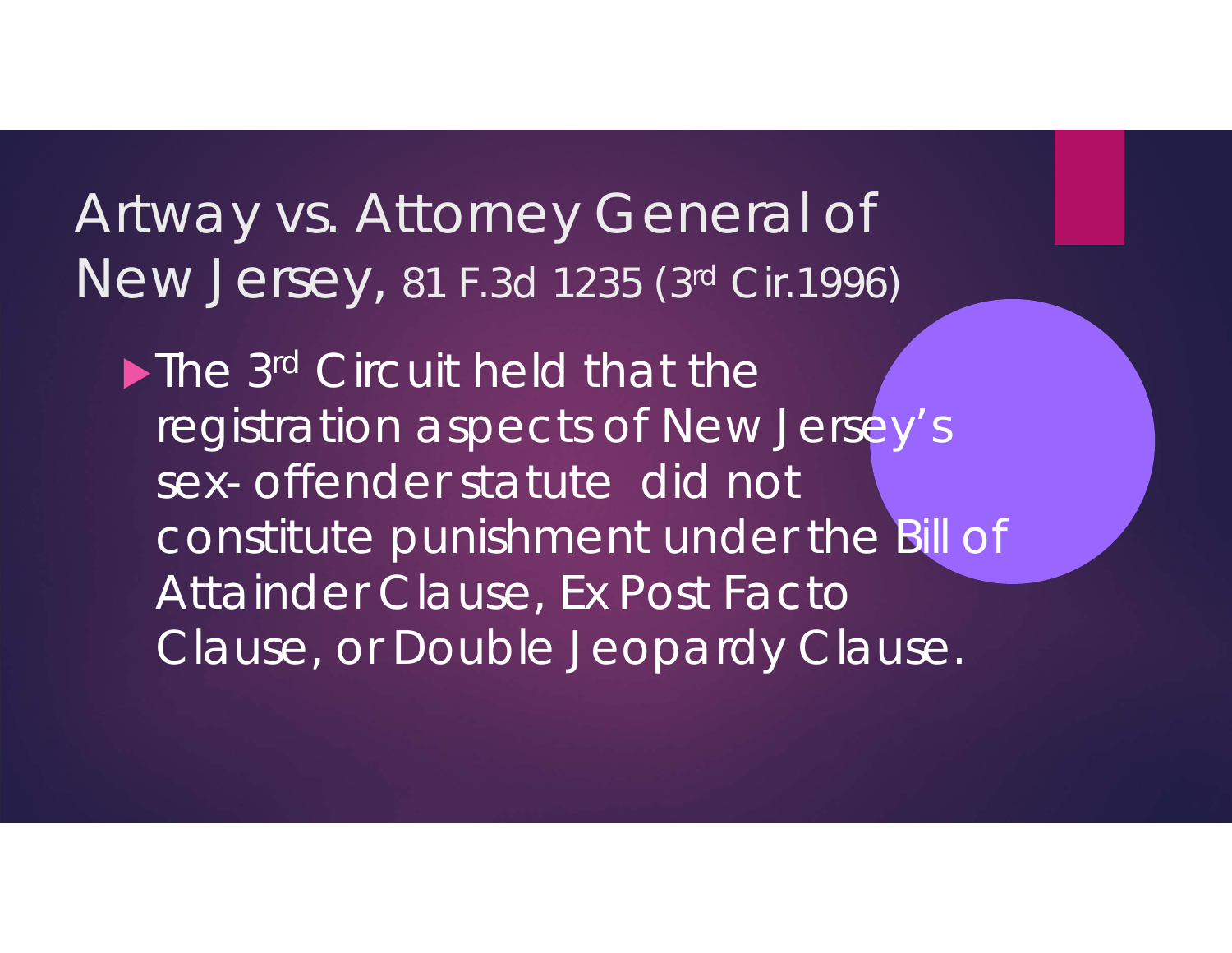# Artway vs. Attorney General of New Jersey, 81 F.3d 1235 (3rd Cir.1996)

- The 3rd Circuit held that the registration aspects of New Jersey's sex- offender statute did not constitute punishment under the Bill of Attainder Clause, Ex Post Facto Clause, or Double Jeopardy Clause.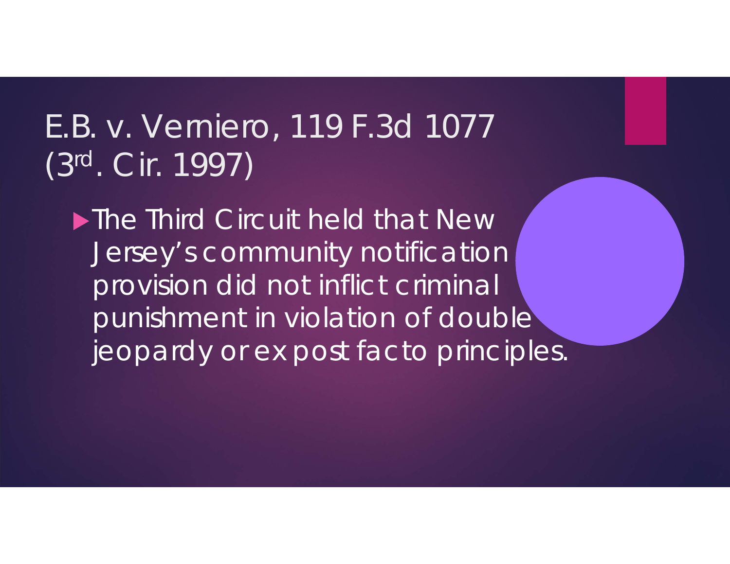# E.B. v. Verniero, 119 F.3d 1077 (3rd. Cir. 1997)

- The Third Circuit held that New Jersey's community notification provision did not inflict criminal punishment in violation of double jeopardy or ex post facto principles.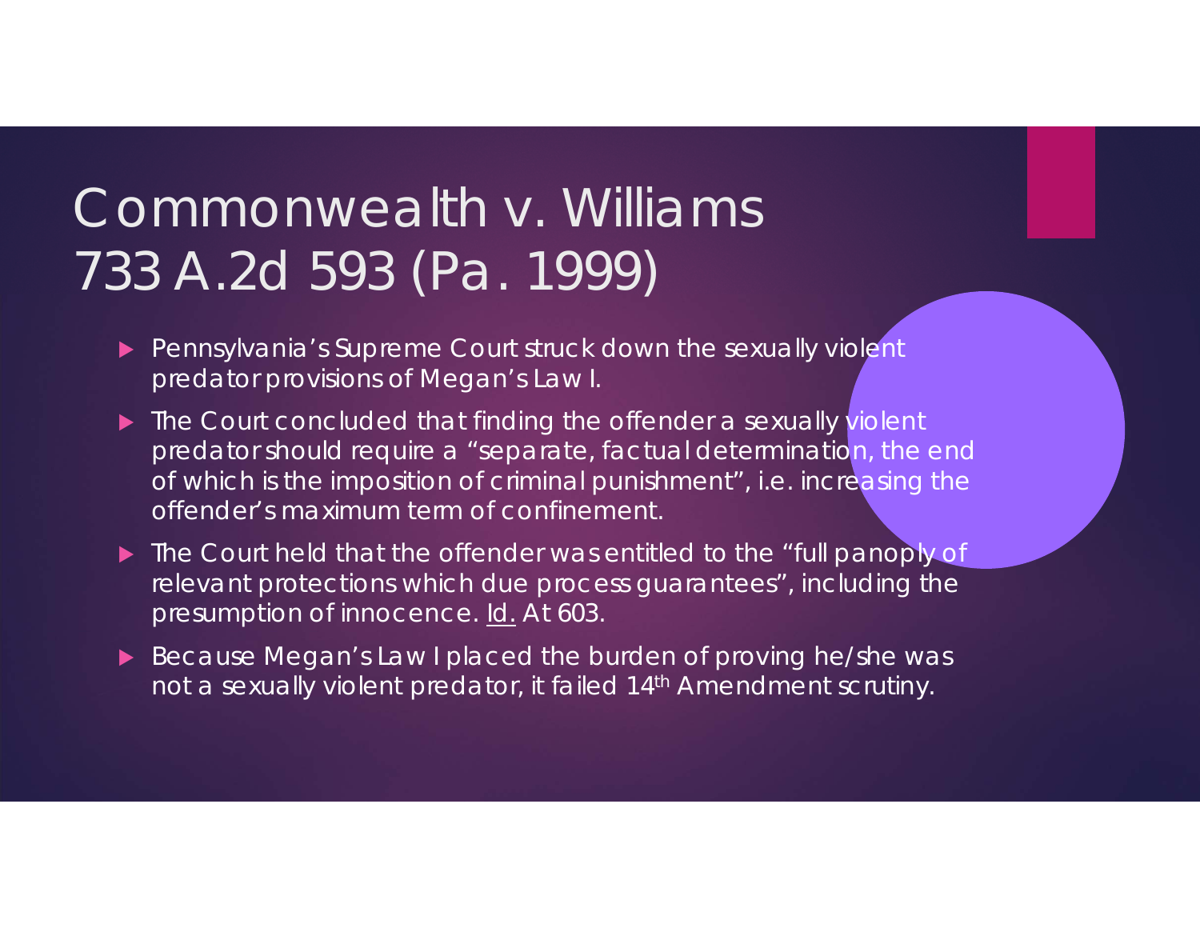# Commonwealth v. Williams 733 A.2d 593 (Pa. 1999)

- Pennsylvania's Supreme Court struck down the sexually violent predator provisions of Megan's Law I.
- The Court concluded that finding the offender a sexually violent predator should require a "separate, factual determination, the end of which is the imposition of criminal punishment", i.e. increasing the offender's maximum term of confinement.
- The Court held that the offender was entitled to the "full panoply of relevant protections which due process guarantees", including the presumption of innocence. Id. At 603.
- Because Megan's Law I placed the burden of proving he/she was not a sexually violent predator, it failed 14th Amendment scrutiny.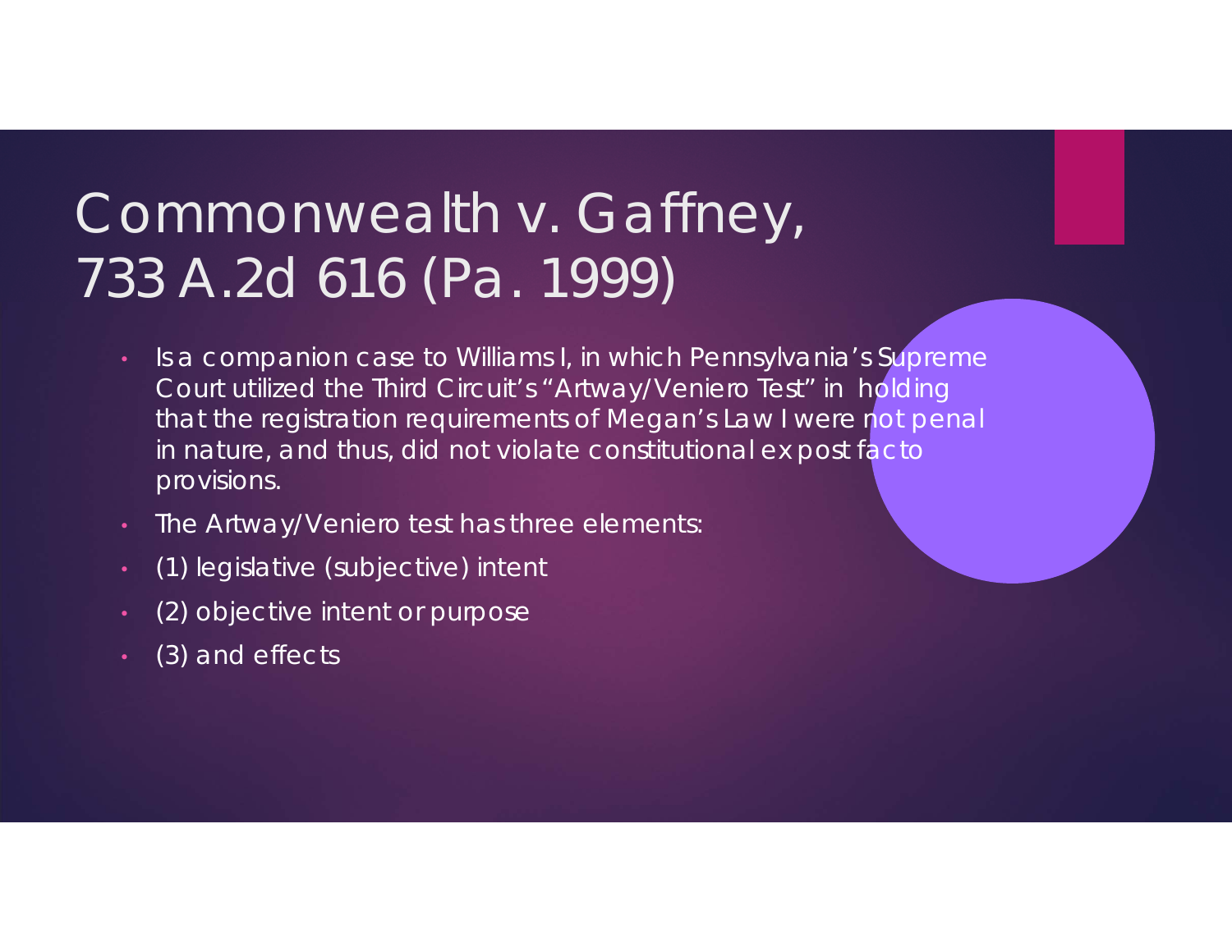# Commonwealth v. Gaffney, 733 A.2d 616 (Pa. 1999)

- Is a companion case to Williams I, in which Pennsylvania's Supreme Court utilized the Third Circuit's "Artway/Veniero Test" in holding that the registration requirements of Megan's Law I were not penal in nature, and thus, did not violate constitutional ex post facto provisions.
- The Artway/Veniero test has three elements:
- (1) legislative (subjective) intent
- (2) objective intent or purpose
- (3) and effects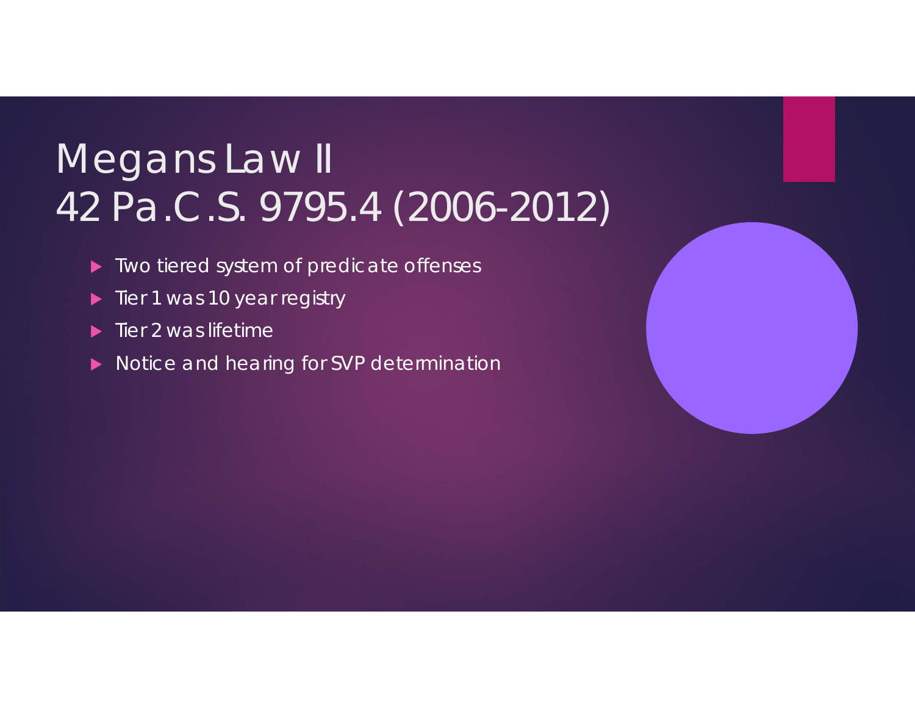# Megans Law II
# 42 Pa.C.S. 9795.4 (2006-2012)

- Two tiered system of predicate offenses
- Tier 1 was 10 year registry
- Tier 2 was lifetime
- Notice and hearing for SVP determination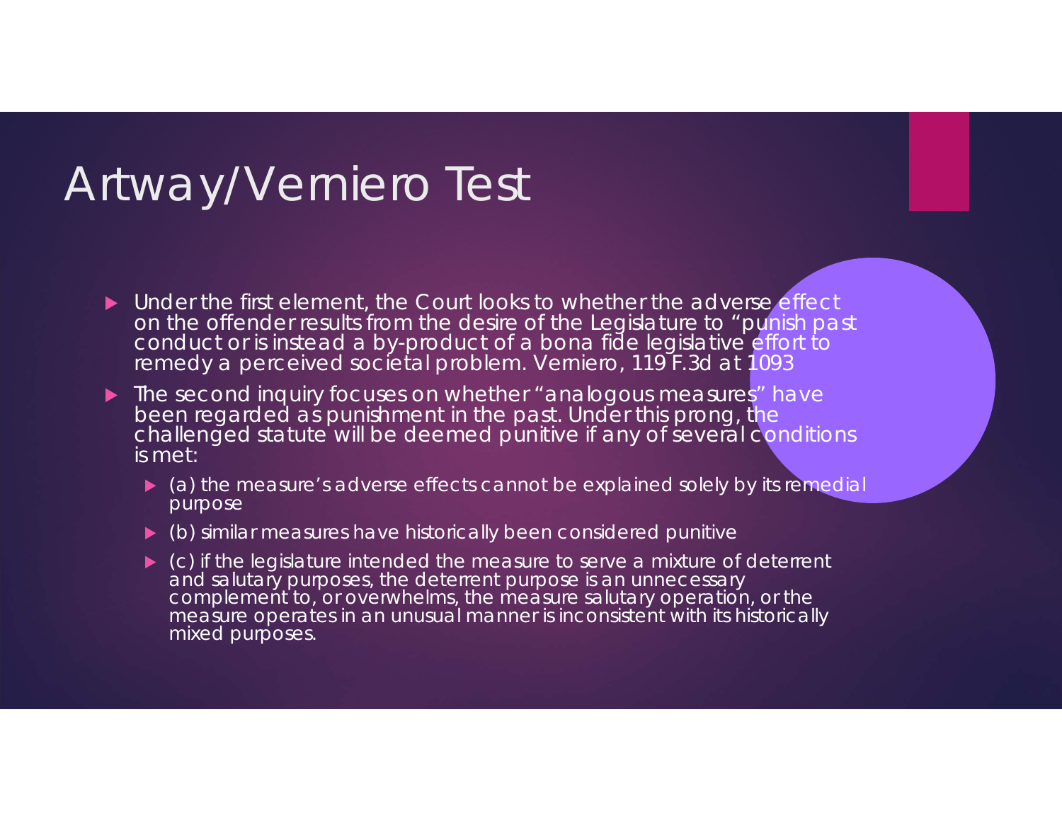# Artway/Verniero Test

- Under the first element, the Court looks to whether the adverse effect on the offender results from the desire of the Legislature to "punish past conduct or is instead a by-product of a bona fide legislative effort to remedy a perceived societal problem. Verniero, 119 F.3d at 1093
- The second inquiry focuses on whether "analogous measures" have been regarded as punishment in the past. Under this prong, the challenged statute will be deemed punitive if any of several conditions is met:
  - (a) the measure's adverse effects cannot be explained solely by its remedial purpose
  - (b) similar measures have historically been considered punitive
  - (c) if the legislature intended the measure to serve a mixture of deterrent and salutary purposes, the deterrent purpose is an unnecessary complement to, or overwhelms, the measure salutary operation, or the measure operates in an unusual manner is inconsistent with its historically mixed purposes.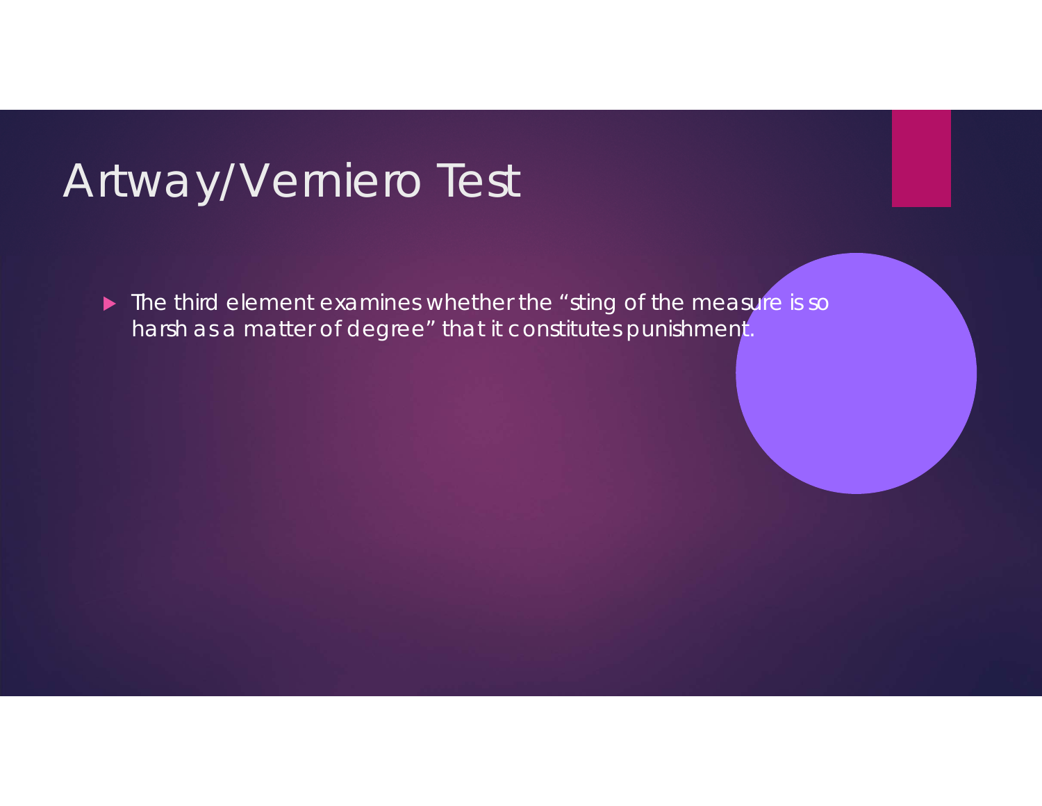# Artway/Verniero Test

- The third element examines whether the "sting of the measure is so harsh as a matter of degree" that it constitutes punishment.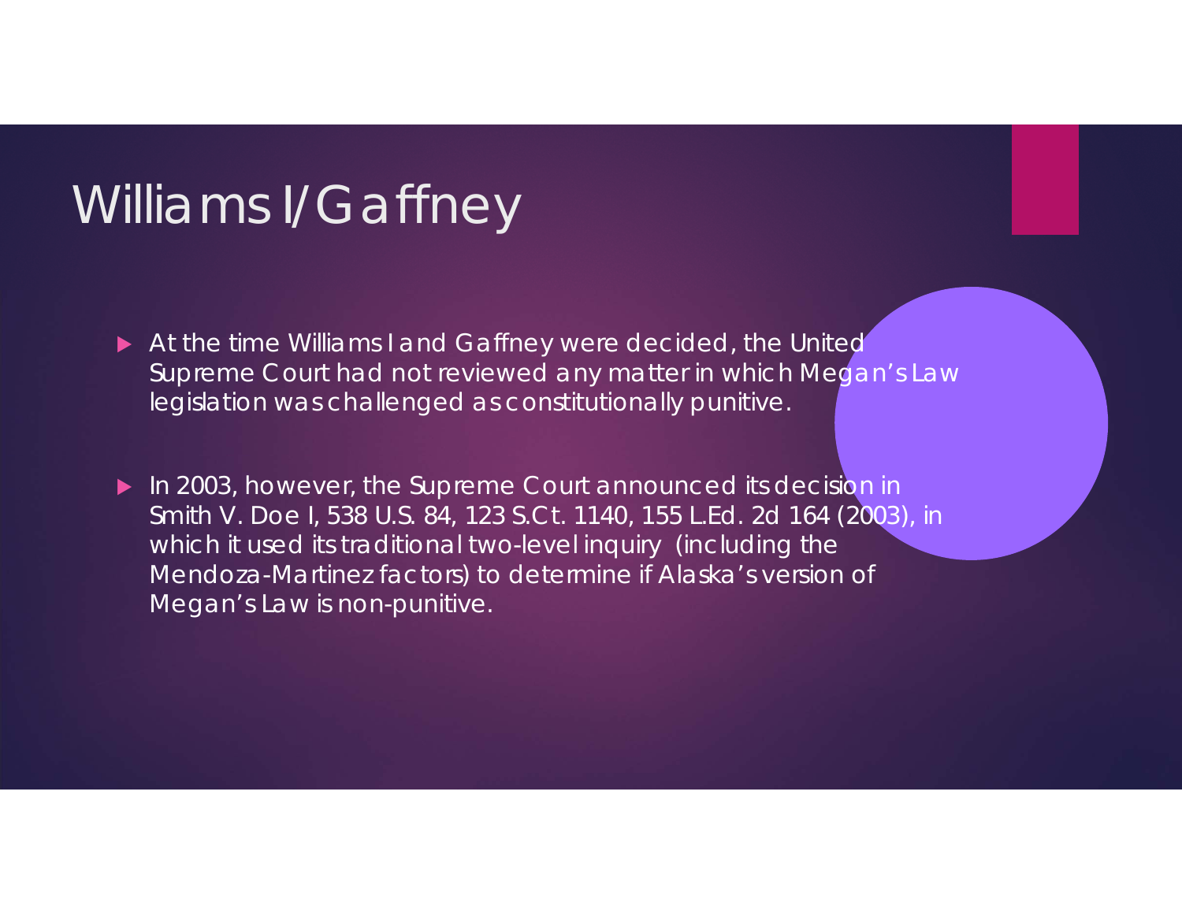# Williams I/Gaffney

- At the time Williams I and Gaffney were decided, the United Supreme Court had not reviewed any matter in which Megan's Law legislation was challenged as constitutionally punitive.

- In 2003, however, the Supreme Court announced its decision in Smith V. Doe I, 538 U.S. 84, 123 S.Ct. 1140, 155 L.Ed. 2d 164 (2003), in which it used its traditional two-level inquiry (including the Mendoza-Martinez factors) to determine if Alaska's version of Megan's Law is non-punitive.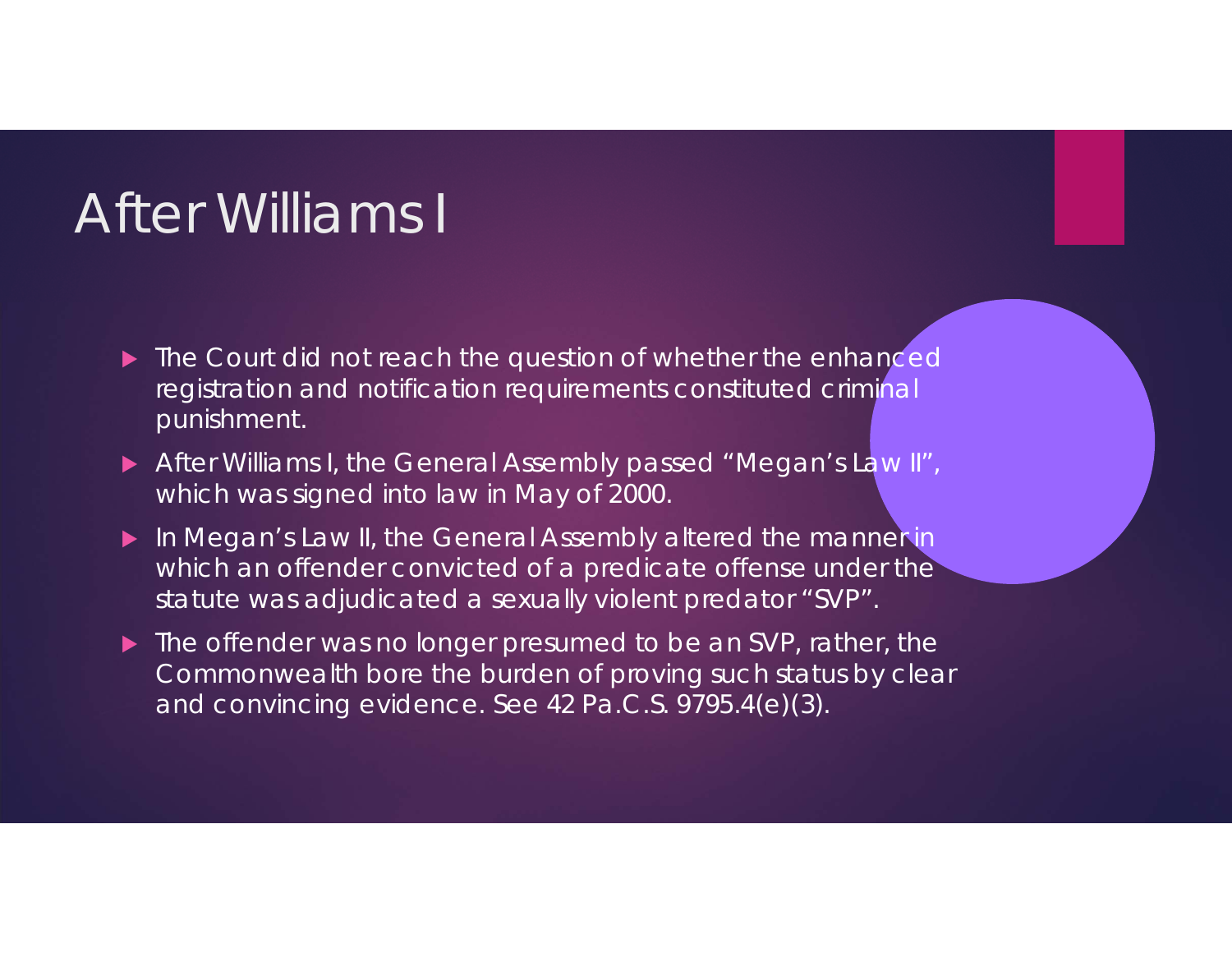# After Williams I

- The Court did not reach the question of whether the enhanced registration and notification requirements constituted criminal punishment.
- After Williams I, the General Assembly passed "Megan's Law II", which was signed into law in May of 2000.
- In Megan's Law II, the General Assembly altered the manner in which an offender convicted of a predicate offense under the statute was adjudicated a sexually violent predator "SVP".
- The offender was no longer presumed to be an SVP, rather, the Commonwealth bore the burden of proving such status by clear and convincing evidence. See 42 Pa.C.S. 9795.4(e)(3).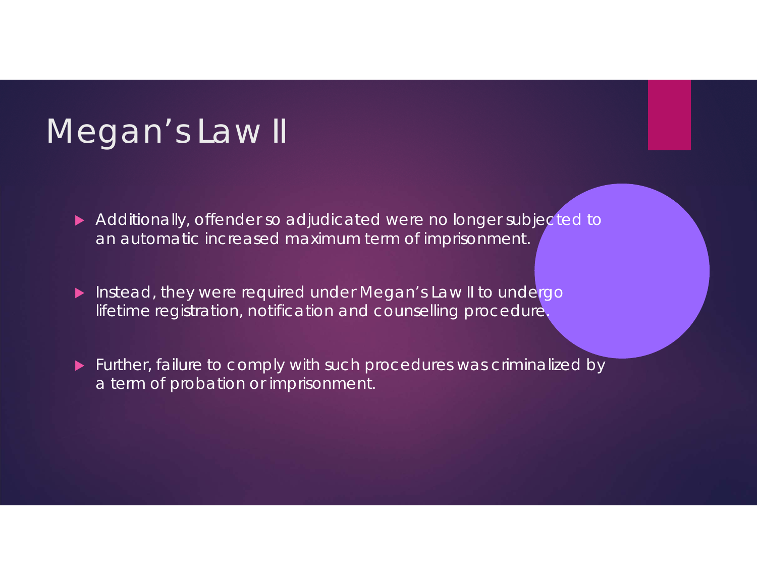# Megan's Law II

- Additionally, offenders so adjudicated were no longer subjected to an automatic increased maximum term of imprisonment.
- Instead, they were required under Megan's Law II to undergo lifetime registration, notification and counselling procedure.
- Further, failure to comply with such procedures was criminalized by a term of probation or imprisonment.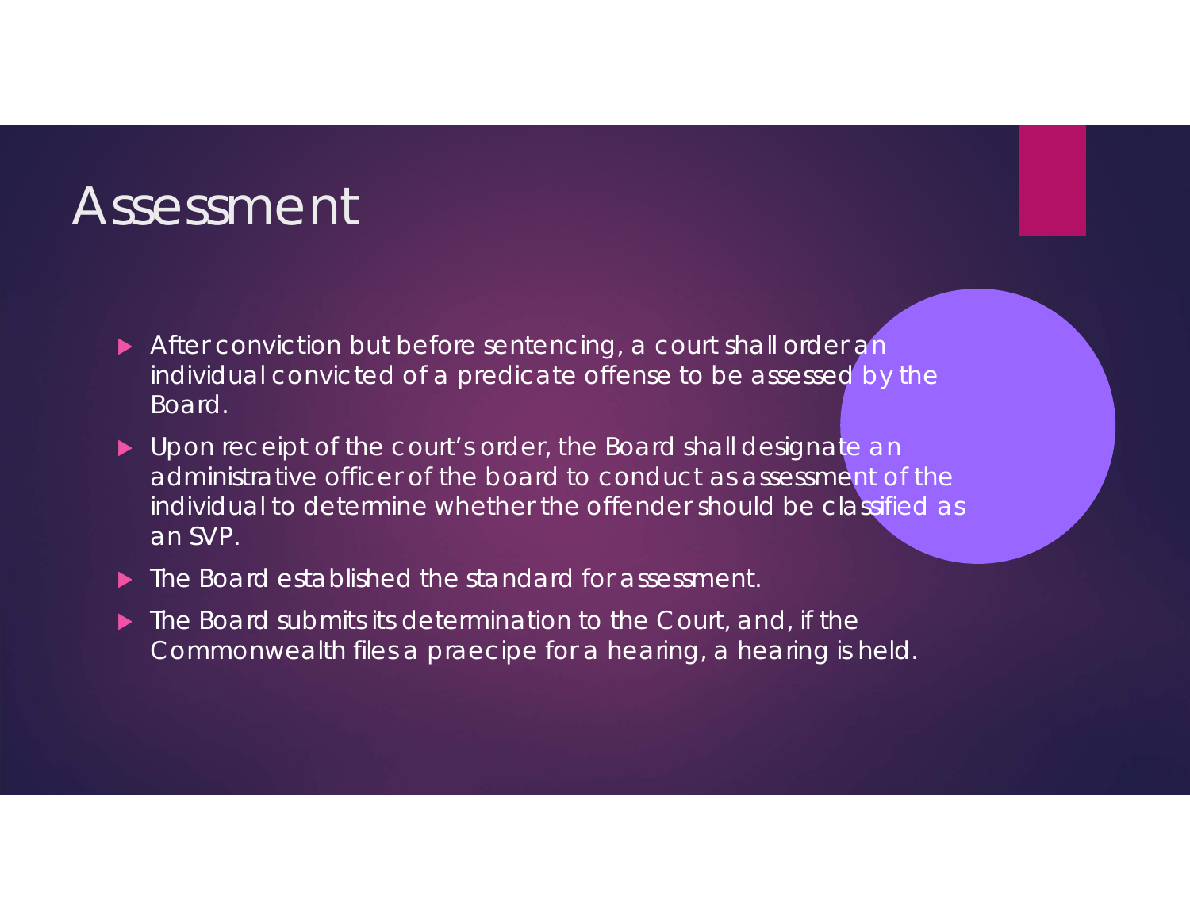# Assessment

- After conviction but before sentencing, a court shall order an individual convicted of a predicate offense to be assessed by the Board.
- Upon receipt of the court's order, the Board shall designate an administrative officer of the board to conduct as assessment of the individual to determine whether the offender should be classified as an SVP.
- The Board established the standard for assessment.
- The Board submits its determination to the Court, and, if the Commonwealth files a praecipe for a hearing, a hearing is held.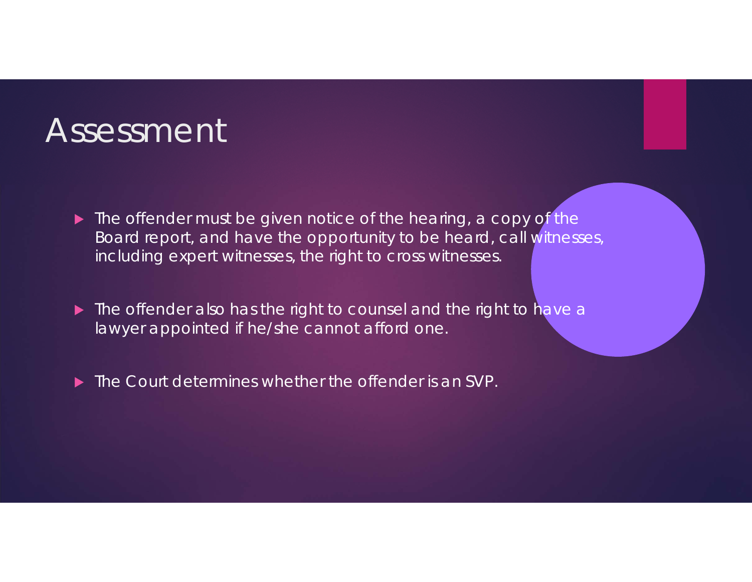# Assessment

- The offender must be given notice of the hearing, a copy of the Board report, and have the opportunity to be heard, call witnesses, including expert witnesses, the right to cross witnesses.
- The offender also has the right to counsel and the right to have a lawyer appointed if he/she cannot afford one.
- The Court determines whether the offender is an SVP.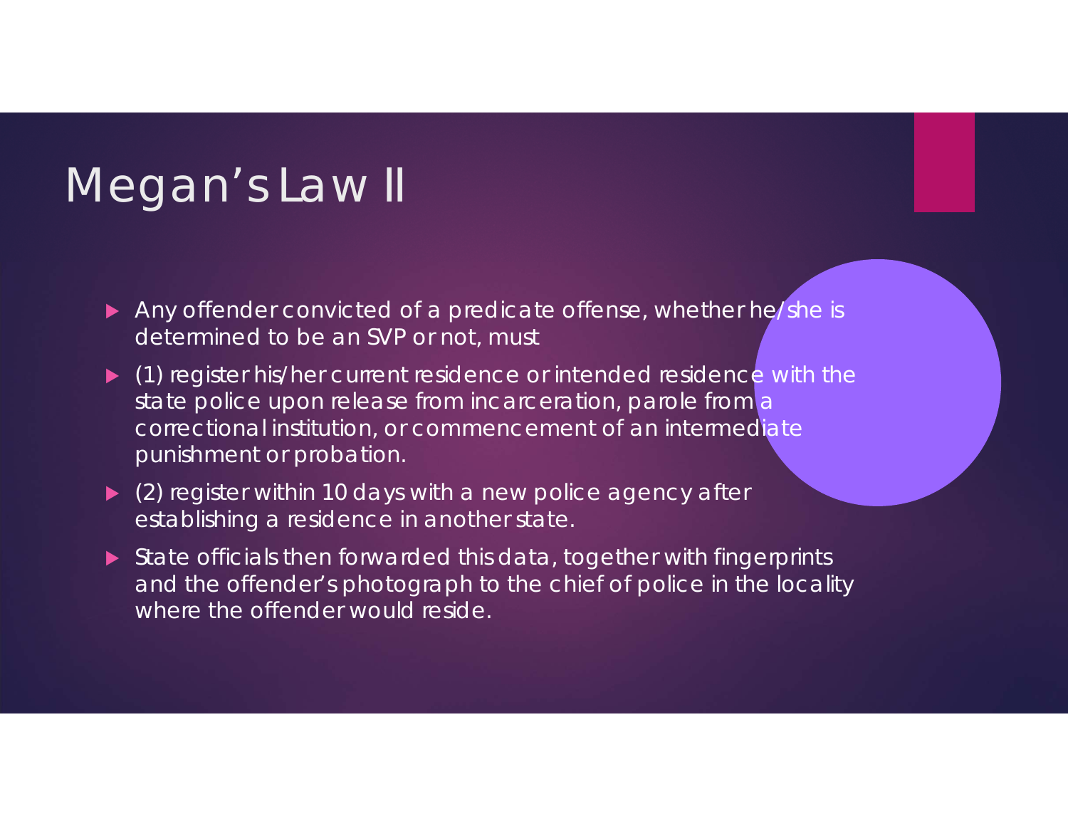# Megan's Law II

- Any offender convicted of a predicate offense, whether he/she is determined to be an SVP or not, must
- (1) register his/her current residence or intended residence with the state police upon release from incarceration, parole from a correctional institution, or commencement of an intermediate punishment or probation.
- (2) register within 10 days with a new police agency after establishing a residence in another state.
- State officials then forwarded this data, together with fingerprints and the offender's photograph to the chief of police in the locality where the offender would reside.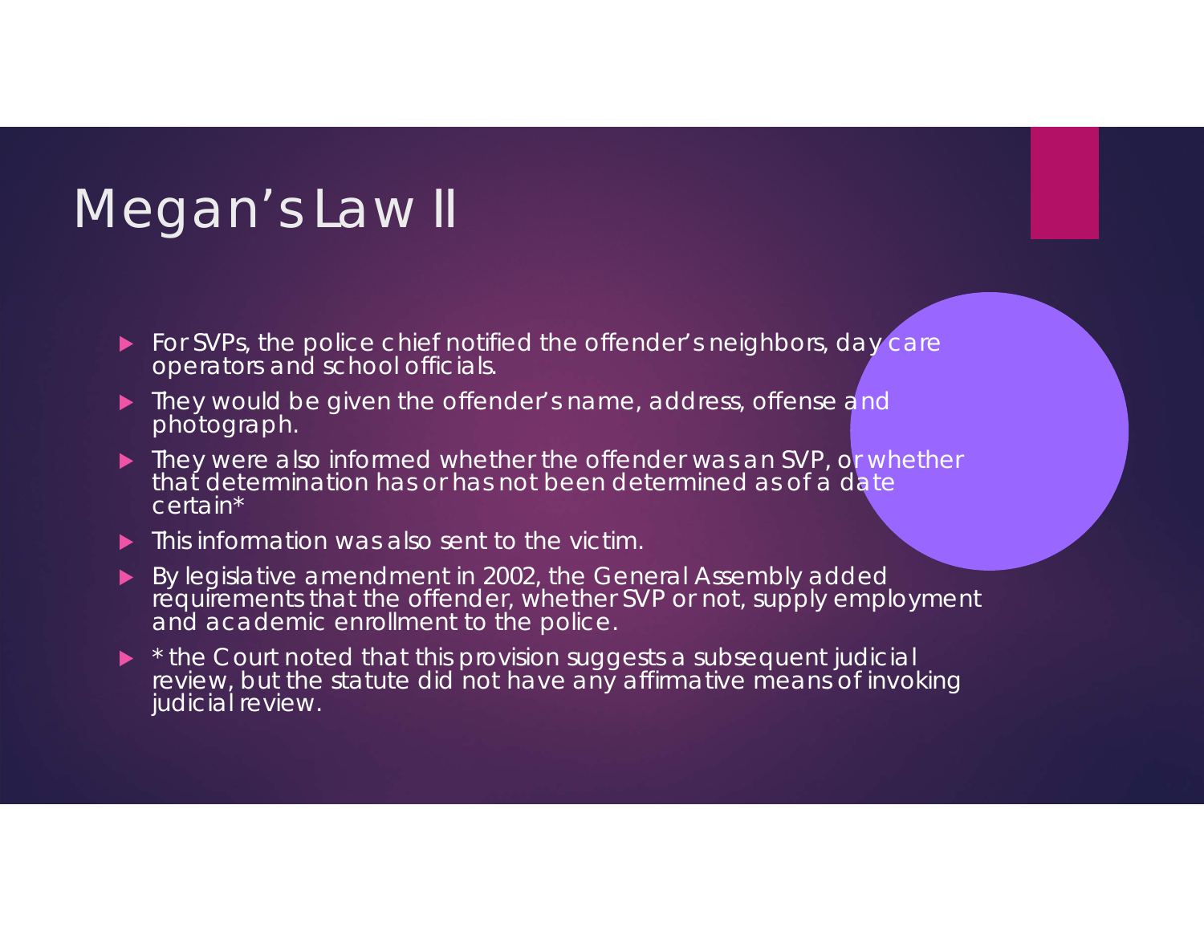# Megan's Law II

- For SVPs, the police chief notified the offender's neighbors, day care operators and school officials.
- They would be given the offender's name, address, offense and photograph.
- They were also informed whether the offender was an SVP, or whether that determination has or has not been determined as of a date certain*
- This information was also sent to the victim.
- By legislative amendment in 2002, the General Assembly added requirements that the offender, whether SVP or not, supply employment and academic enrollment to the police.
- * the Court noted that this provision suggests a subsequent judicial review, but the statute did not have any affirmative means of invoking judicial review.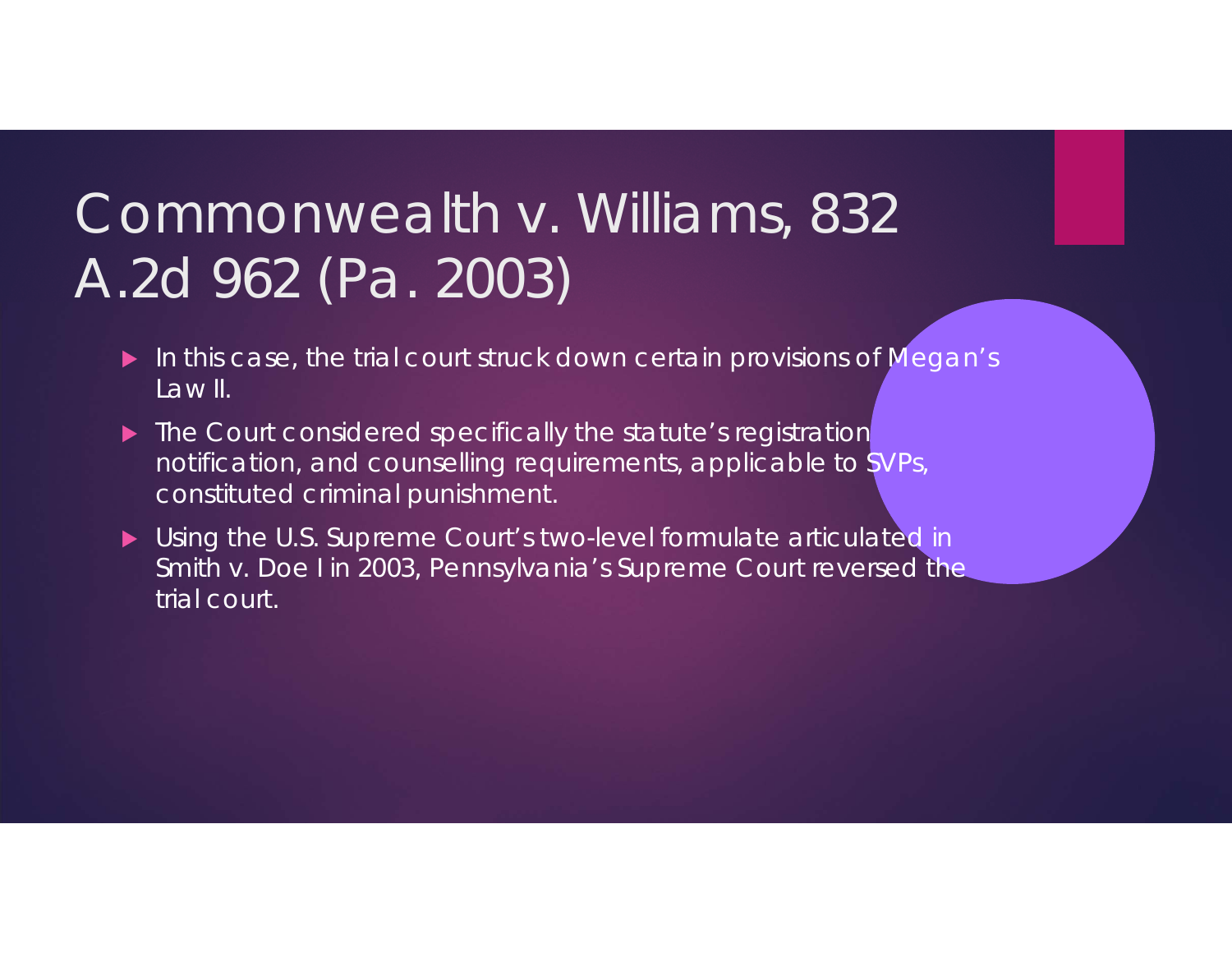# Commonwealth v. Williams, 832 A.2d 962 (Pa. 2003)

- In this case, the trial court struck down certain provisions of Megan's Law II.
- The Court considered specifically the statute's registration notification, and counselling requirements, applicable to SVPs, constituted criminal punishment.
- Using the U.S. Supreme Court's two-level formulate articulated in Smith v. Doe I in 2003, Pennsylvania's Supreme Court reversed the trial court.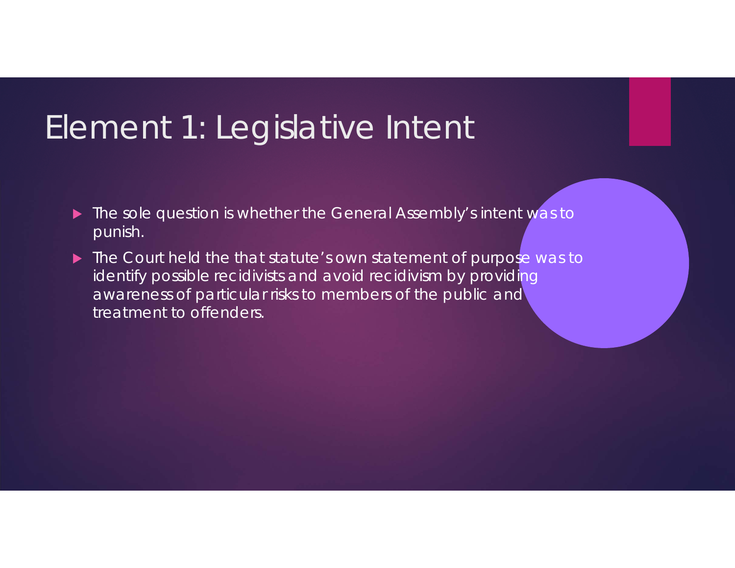# Element 1: Legislative Intent

- The sole question is whether the General Assembly's intent was to punish.
- The Court held the that statute's own statement of purpose was to identify possible recidivists and avoid recidivism by providing awareness of particular risks to members of the public and treatment to offenders.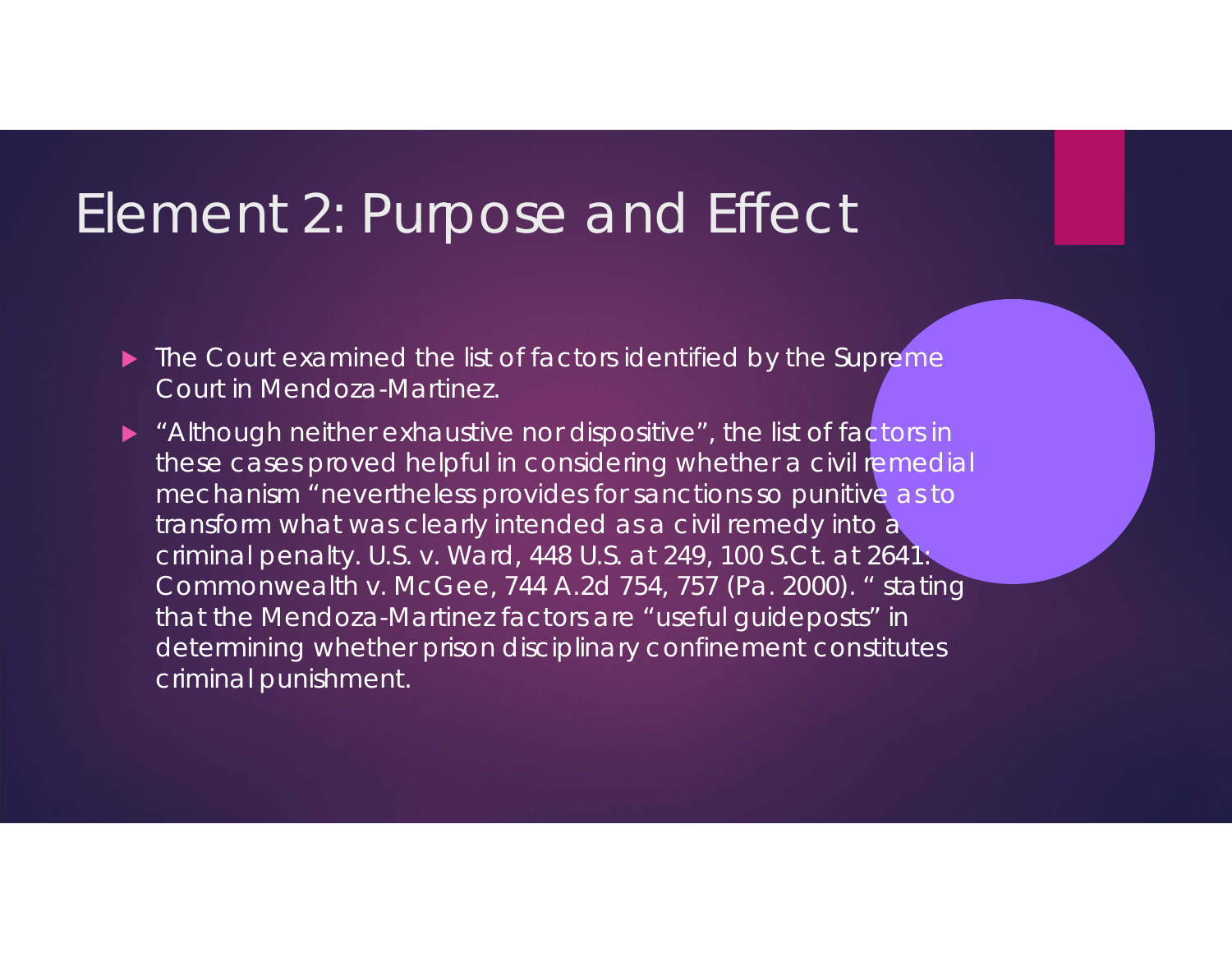# Element 2: Purpose and Effect

- The Court examined the list of factors identified by the Supreme Court in Mendoza-Martinez.
- "Although neither exhaustive nor dispositive", the list of factors in these cases proved helpful in considering whether a civil remedial mechanism "nevertheless provides for sanctions so punitive as to transform what was clearly intended as a civil remedy into a criminal penalty. U.S. v. Ward, 448 U.S. at 249, 100 S.Ct. at 2641; Commonwealth v. McGee, 744 A.2d 754, 757 (Pa. 2000). " stating that the Mendoza-Martinez factors are "useful guideposts" in determining whether prison disciplinary confinement constitutes criminal punishment.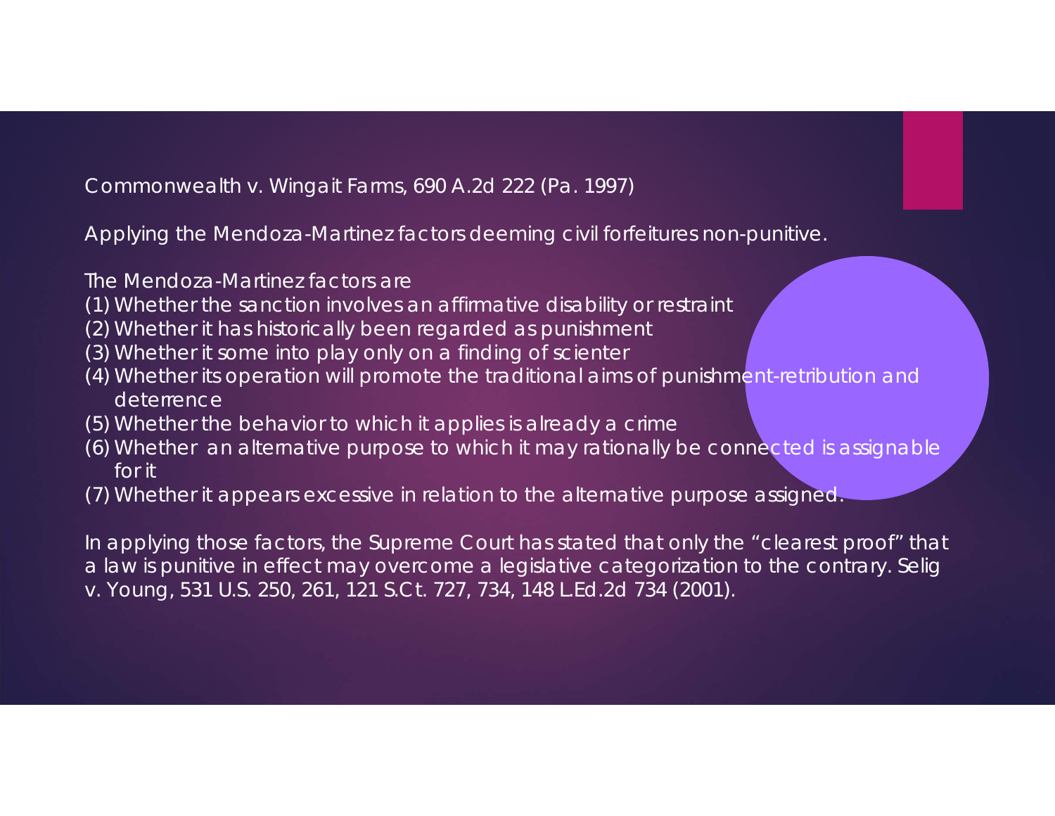Commonwealth v. Wingait Farms, 690 A.2d 222 (Pa. 1997)

Applying the Mendoza-Martinez factors deeming civil forfeitures non-punitive.

The Mendoza-Martinez factors are

1. Whether the sanction involves an affirmative disability or restraint
2. Whether it has historically been regarded as punishment
3. Whether it some into play only on a finding of scienter
4. Whether its operation will promote the traditional aims of punishment-retribution and deterrence
5. Whether the behavior to which it applies is already a crime
6. Whether an alternative purpose to which it may rationally be connected is assignable for it
7. Whether it appears excessive in relation to the alternative purpose assigned.

In applying those factors, the Supreme Court has stated that only the "clearest proof" that a law is punitive in effect may overcome a legislative categorization to the contrary. Selig v. Young, 531 U.S. 250, 261, 121 S.Ct. 727, 734, 148 L.Ed.2d 734 (2001).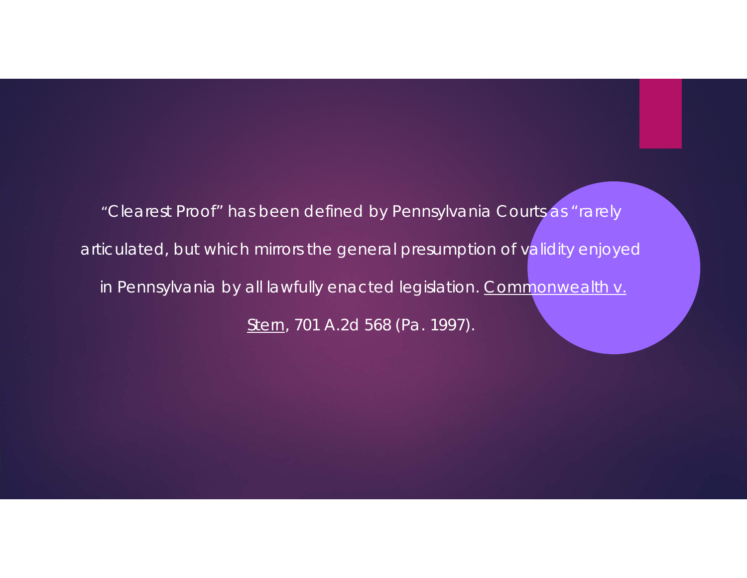"Clearest Proof" has been defined by Pennsylvania Courts as "rarely articulated, but which mirrors the general presumption of validity enjoyed in Pennsylvania by all lawfully enacted legislation. Commonwealth v. Stern, 701 A.2d 568 (Pa. 1997).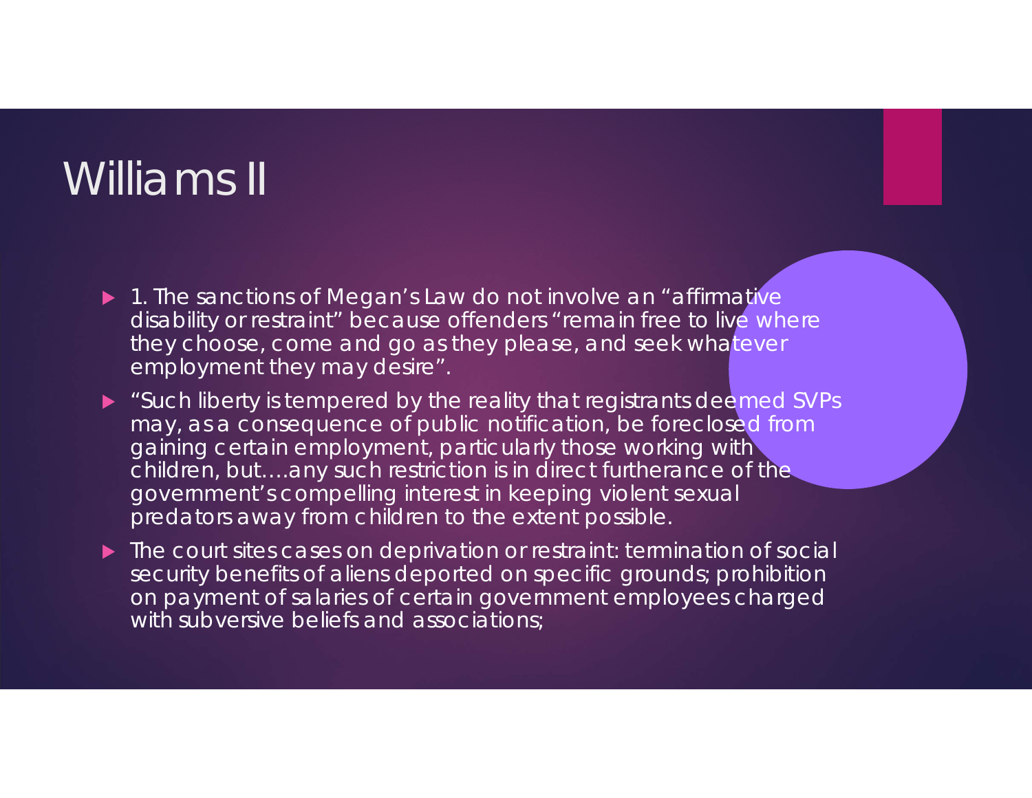# Williams II

- 1. The sanctions of Megan's Law do not involve an "affirmative disability or restraint" because offenders "remain free to live where they choose, come and go as they please, and seek whatever employment they may desire".
- "Such liberty is tempered by the reality that registrants deemed SVPs may, as a consequence of public notification, be foreclosed from gaining certain employment, particularly those working with children, but….any such restriction is in direct furtherance of the government's compelling interest in keeping violent sexual predators away from children to the extent possible.
- The court sites cases on deprivation or restraint: termination of social security benefits of aliens deported on specific grounds; prohibition on payment of salaries of certain government employees charged with subversive beliefs and associations;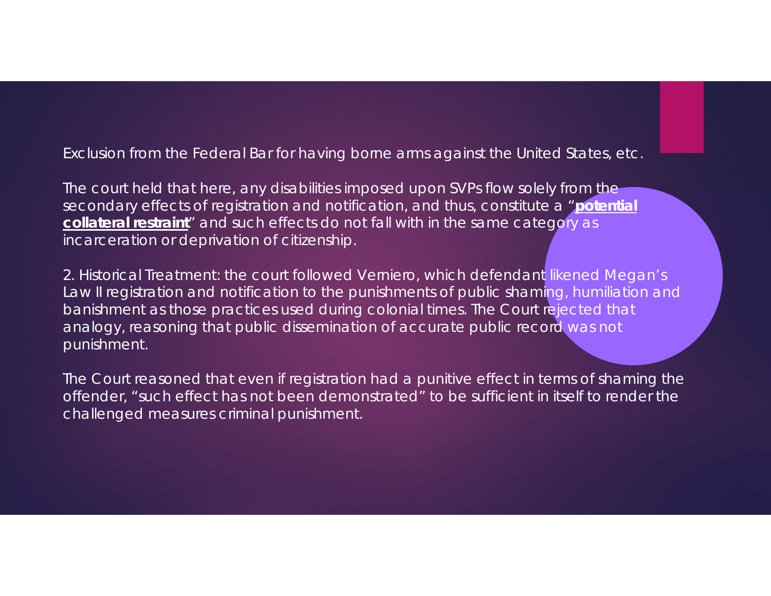Exclusion from the Federal Bar for having borne arms against the United States, etc.

The court held that here, any disabilities imposed upon SVPs flow solely from the secondary effects of registration and notification, and thus, constitute a "**potential collateral restraint**" and such effects do not fall with in the same category as incarceration or deprivation of citizenship.

2. Historical Treatment: the court followed Verniero, which defendant likened Megan's Law II registration and notification to the punishments of public shaming, humiliation and banishment as those practices used during colonial times. The Court rejected that analogy, reasoning that public dissemination of accurate public record was not punishment.

The Court reasoned that even if registration had a punitive effect in terms of shaming the offender, "such effect has not been demonstrated" to be sufficient in itself to render the challenged measures criminal punishment.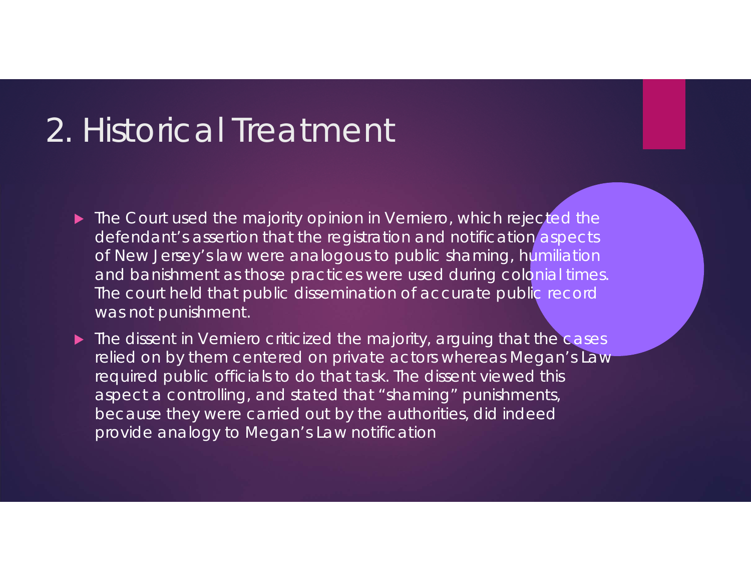# 2. Historical Treatment

- The Court used the majority opinion in Verniero, which rejected the defendant's assertion that the registration and notification aspects of New Jersey's law were analogous to public shaming, humiliation and banishment as those practices were used during colonial times. The court held that public dissemination of accurate public record was not punishment.
- The dissent in Verniero criticized the majority, arguing that the cases relied on by them centered on private actors whereas Megan's Law required public officials to do that task. The dissent viewed this aspect a controlling, and stated that "shaming" punishments, because they were carried out by the authorities, did indeed provide analogy to Megan's Law notification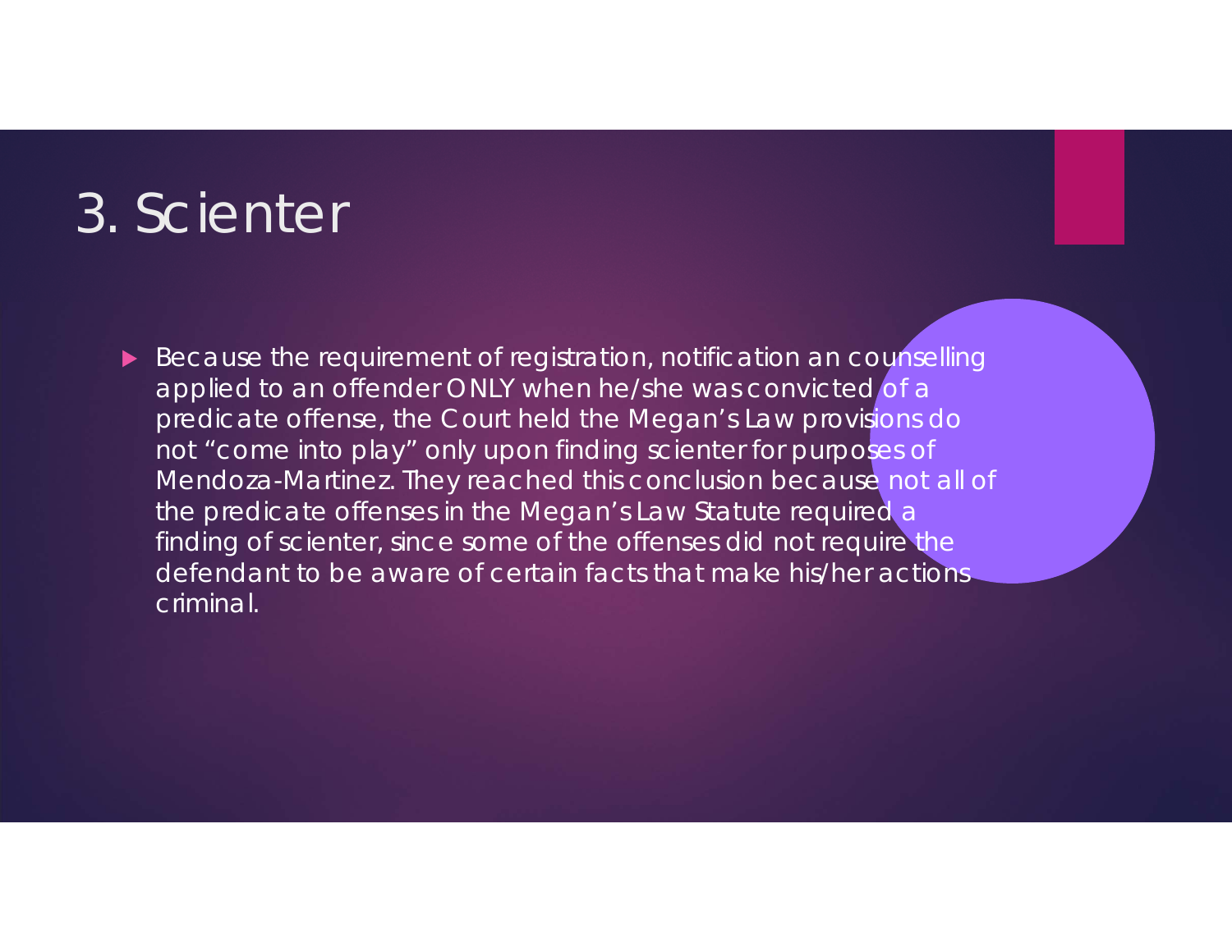# 3. Scienter

- Because the requirement of registration, notification an counselling applied to an offender ONLY when he/she was convicted of a predicate offense, the Court held the Megan's Law provisions do not "come into play" only upon finding scienter for purposes of Mendoza-Martinez. They reached this conclusion because not all of the predicate offenses in the Megan's Law Statute required a finding of scienter, since some of the offenses did not require the defendant to be aware of certain facts that make his/her actions criminal.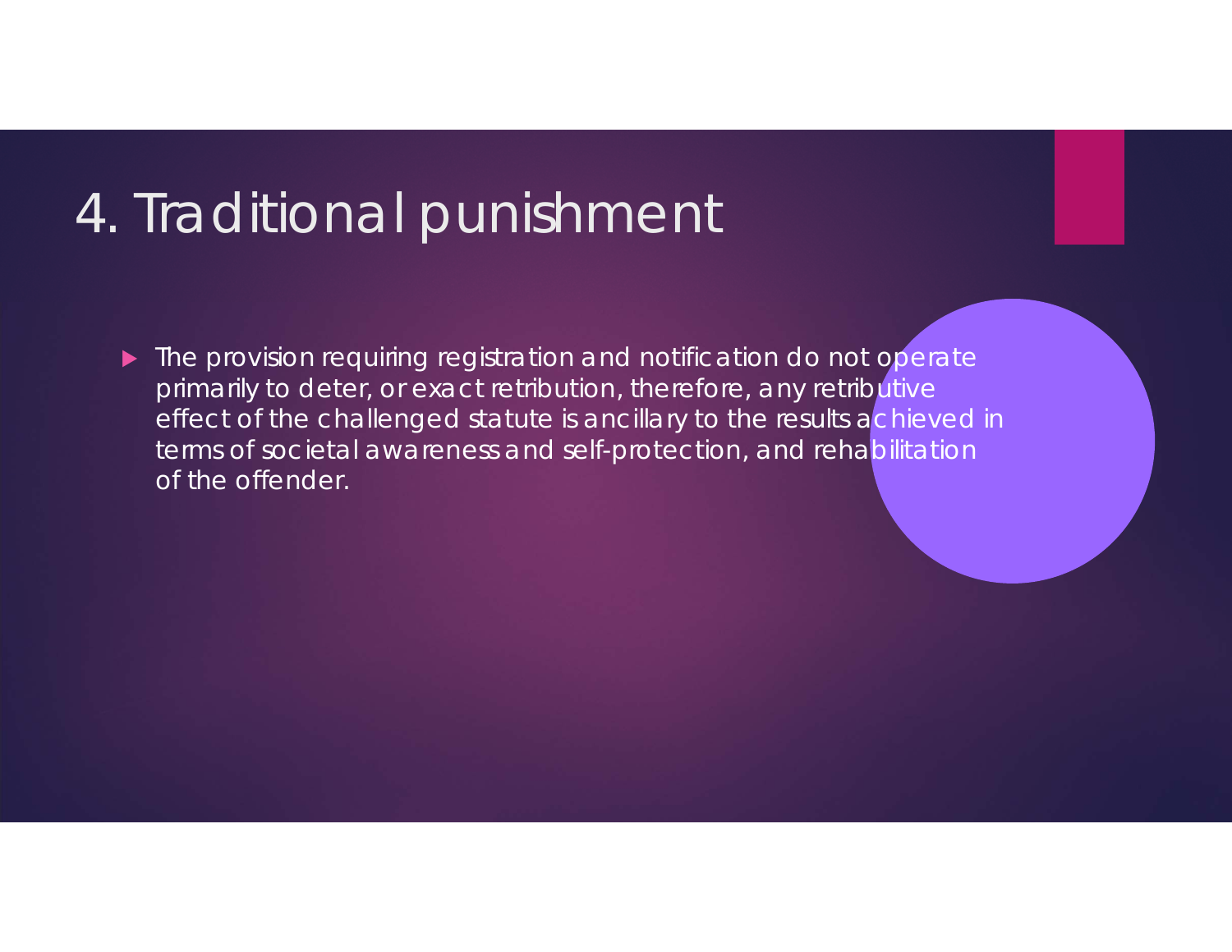# 4. Traditional punishment

- The provision requiring registration and notification do not operate primarily to deter, or exact retribution, therefore, any retributive effect of the challenged statute is ancillary to the results achieved in terms of societal awareness and self-protection, and rehabilitation of the offender.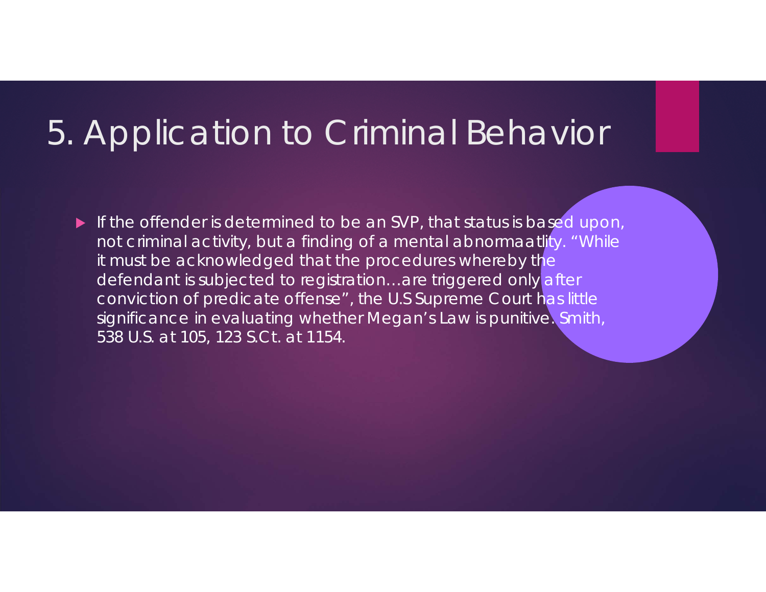# 5. Application to Criminal Behavior

- If the offender is determined to be an SVP, that status is based upon, not criminal activity, but a finding of a mental abnormaatlity. "While it must be acknowledged that the procedures whereby the defendant is subjected to registration…are triggered only after conviction of predicate offense", the U.S Supreme Court has little significance in evaluating whether Megan's Law is punitive. Smith, 538 U.S. at 105, 123 S.Ct. at 1154.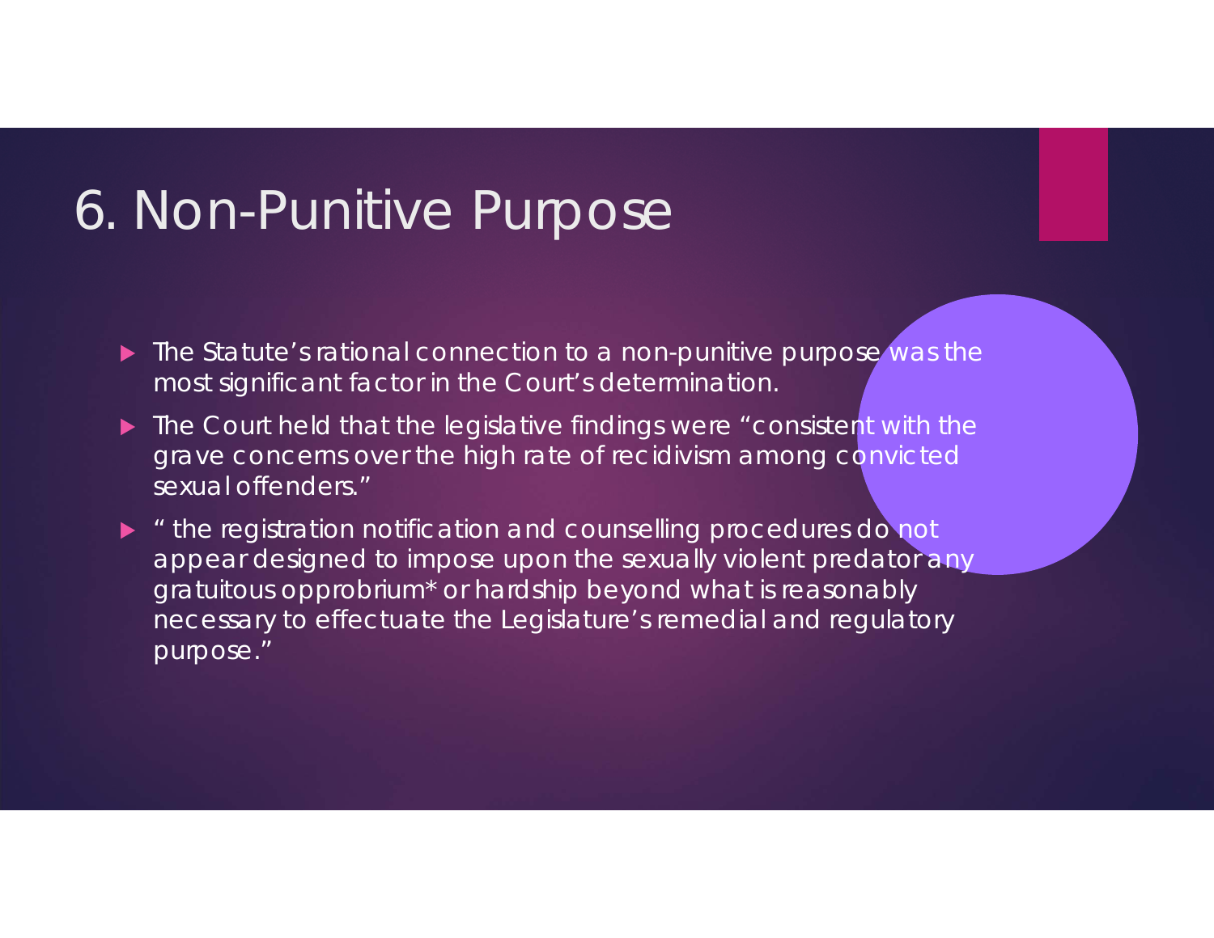# 6. Non-Punitive Purpose

- The Statute's rational connection to a non-punitive purpose was the most significant factor in the Court's determination.
- The Court held that the legislative findings were "consistent with the grave concerns over the high rate of recidivism among convicted sexual offenders."
- " the registration notification and counselling procedures do not appear designed to impose upon the sexually violent predator any gratuitous opprobrium* or hardship beyond what is reasonably necessary to effectuate the Legislature's remedial and regulatory purpose."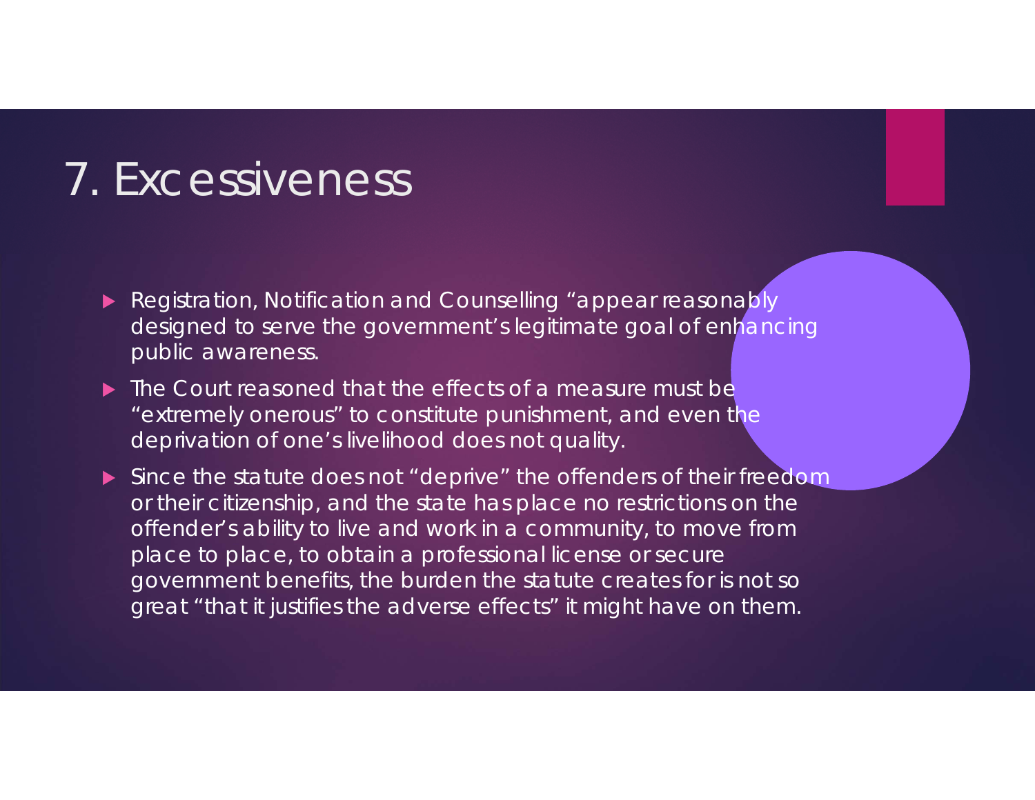# 7. Excessiveness

- Registration, Notification and Counselling "appear reasonably designed to serve the government's legitimate goal of enhancing public awareness.
- The Court reasoned that the effects of a measure must be "extremely onerous" to constitute punishment, and even the deprivation of one's livelihood does not quality.
- Since the statute does not "deprive" the offenders of their freedom or their citizenship, and the state has place no restrictions on the offender's ability to live and work in a community, to move from place to place, to obtain a professional license or secure government benefits, the burden the statute creates for is not so great "that it justifies the adverse effects" it might have on them.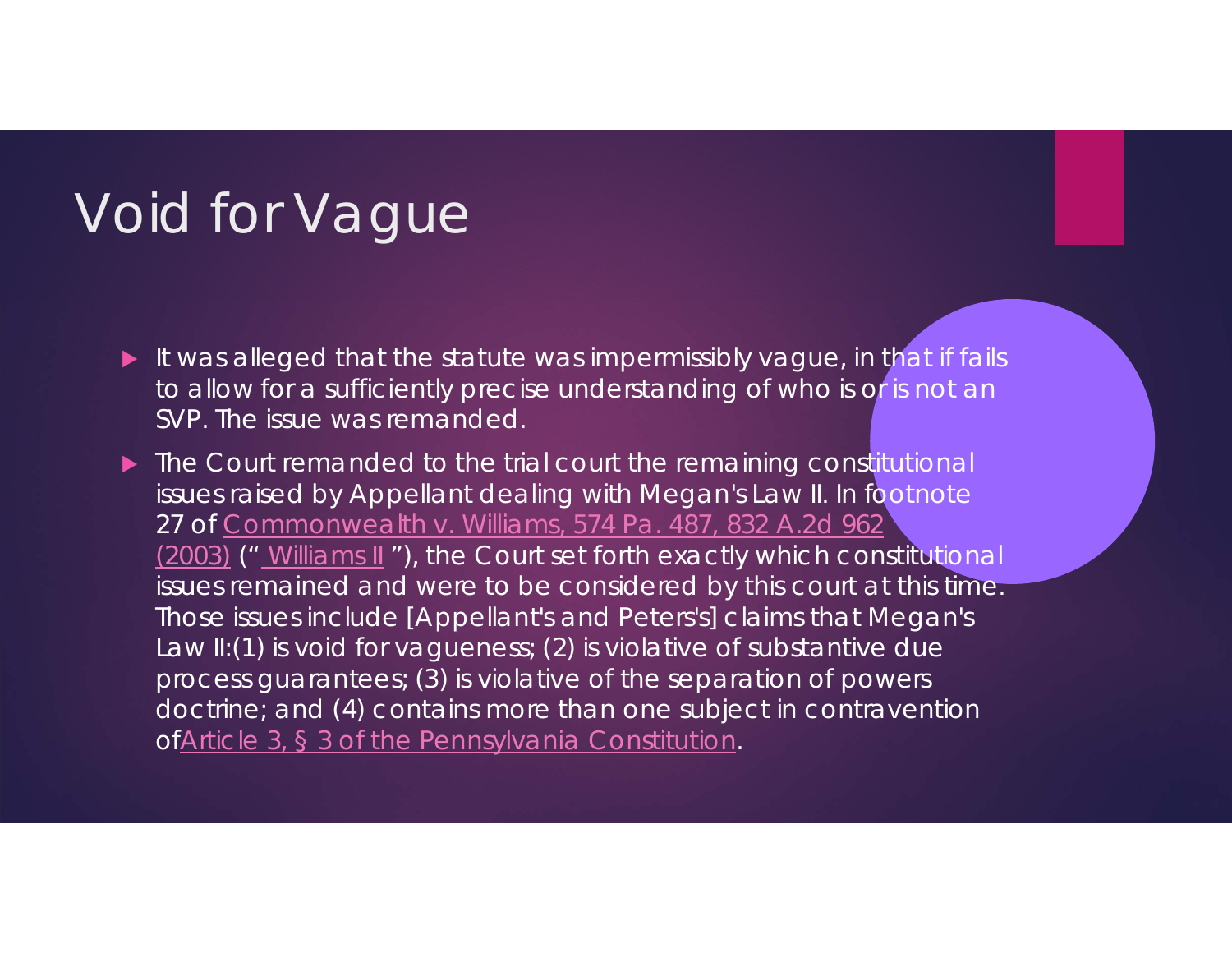# Void for Vague

- It was alleged that the statute was impermissibly vague, in that if fails to allow for a sufficiently precise understanding of who is or is not an SVP. The issue was remanded.
- The Court remanded to the trial court the remaining constitutional issues raised by Appellant dealing with Megan's Law II. In footnote 27 of Commonwealth v. Williams, 574 Pa. 487, 832 A.2d 962 (2003) (" Williams II "), the Court set forth exactly which constitutional issues remained and were to be considered by this court at this time. Those issues include [Appellant's and Peters's] claims that Megan's Law II:(1) is void for vagueness; (2) is violative of substantive due process guarantees; (3) is violative of the separation of powers doctrine; and (4) contains more than one subject in contravention ofArticle 3, § 3 of the Pennsylvania Constitution.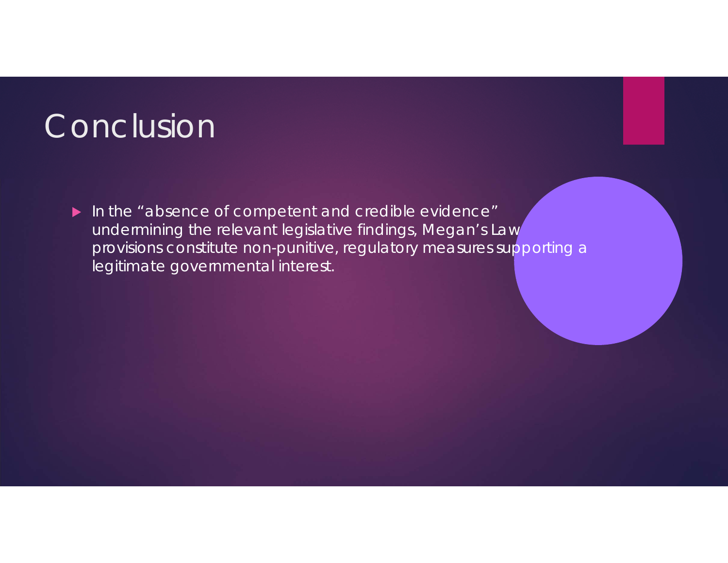# Conclusion

- In the "absence of competent and credible evidence" undermining the relevant legislative findings, Megan's Law provisions constitute non-punitive, regulatory measures supporting a legitimate governmental interest.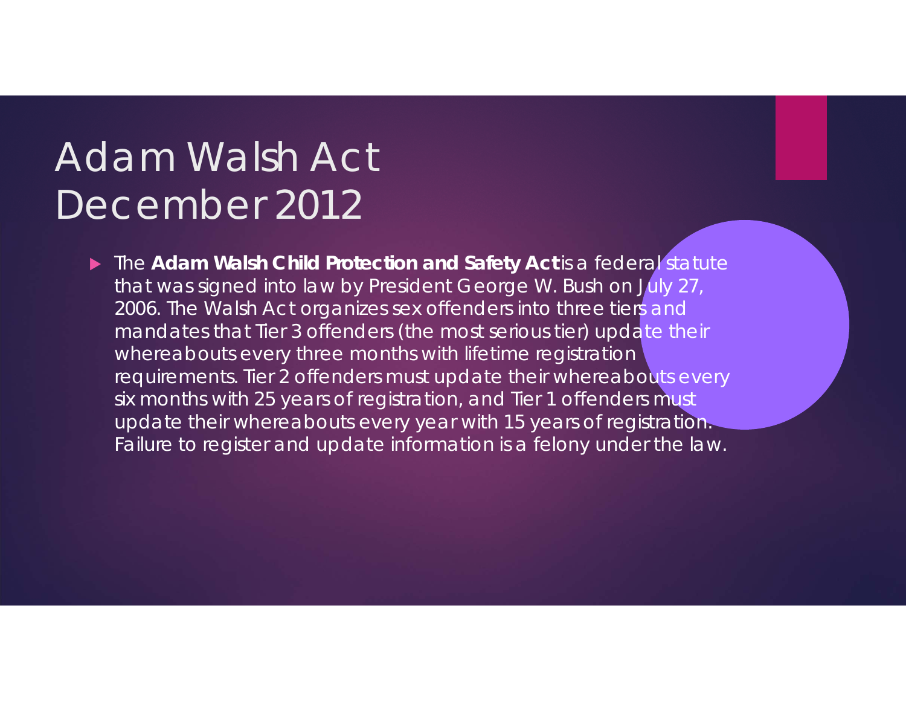# Adam Walsh Act December 2012

- The **Adam Walsh Child Protection and Safety Act** is a federal statute that was signed into law by President George W. Bush on July 27, 2006. The Walsh Act organizes sex offenders into three tiers and mandates that Tier 3 offenders (the most serious tier) update their whereabouts every three months with lifetime registration requirements. Tier 2 offenders must update their whereabouts every six months with 25 years of registration, and Tier 1 offenders must update their whereabouts every year with 15 years of registration. Failure to register and update information is a felony under the law.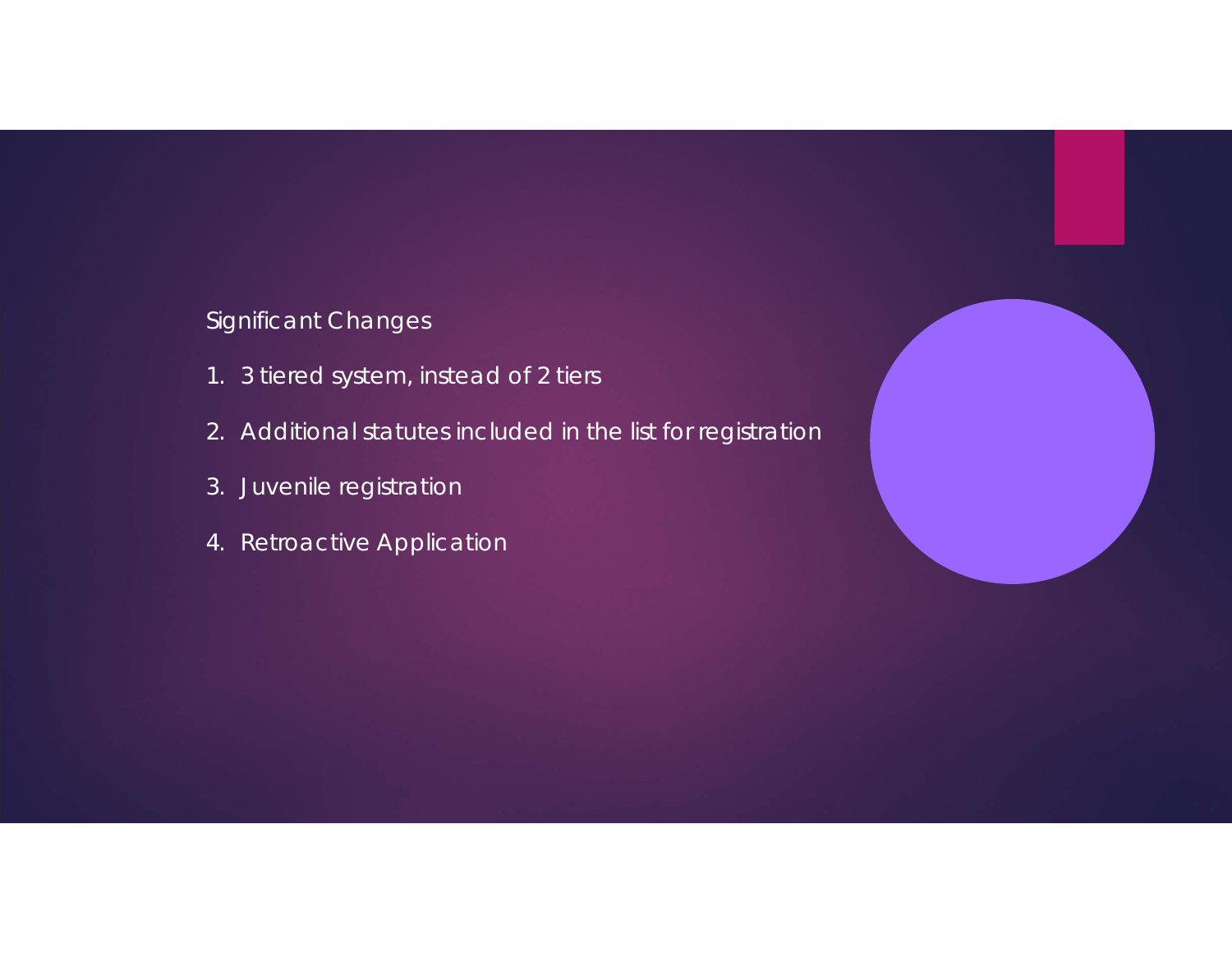Significant Changes

1. 3 tiered system, instead of 2 tiers
2. Additional statutes included in the list for registration
3. Juvenile registration
4. Retroactive Application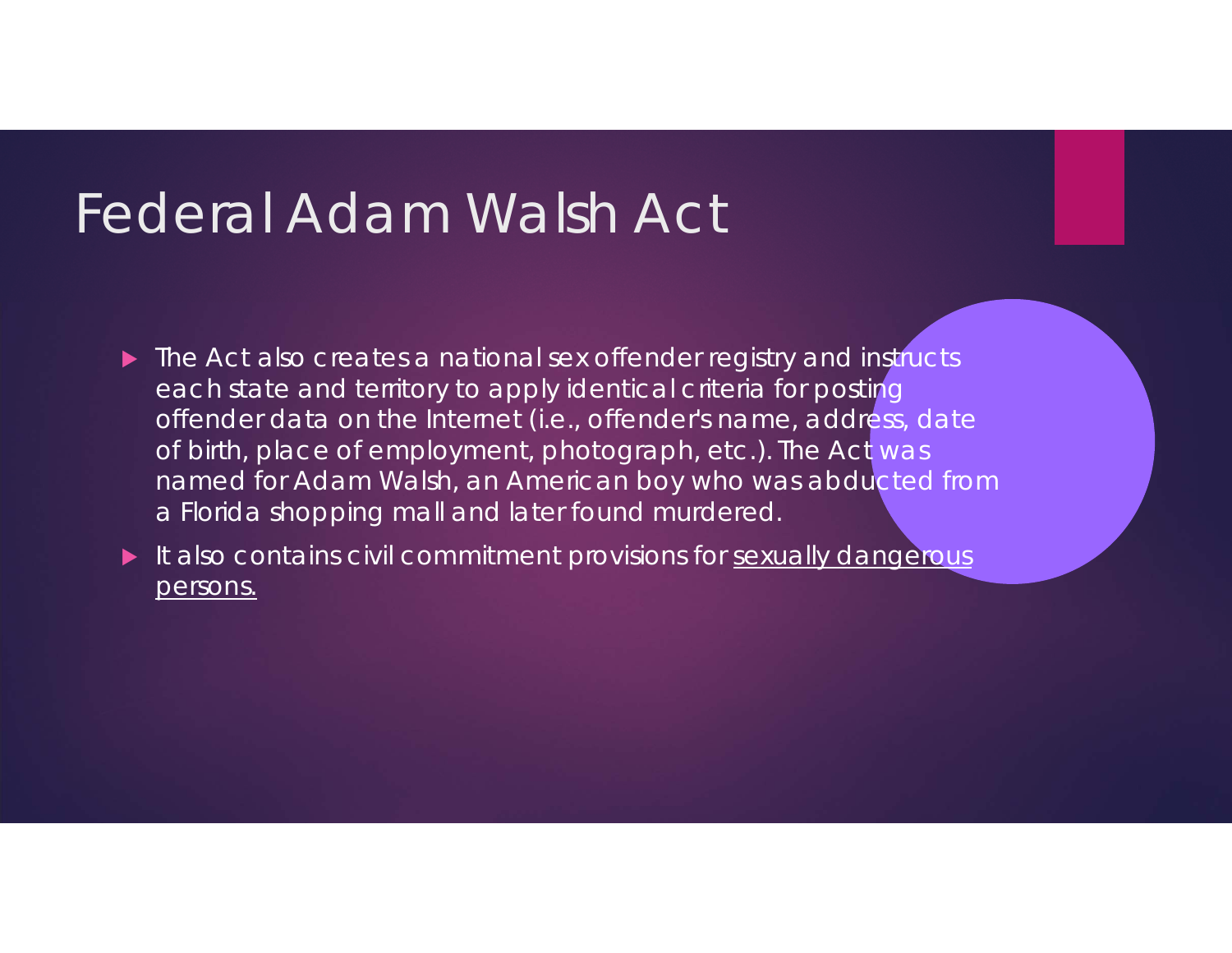# Federal Adam Walsh Act

- The Act also creates a national sex offender registry and instructs each state and territory to apply identical criteria for posting offender data on the Internet (i.e., offender's name, address, date of birth, place of employment, photograph, etc.). The Act was named for Adam Walsh, an American boy who was abducted from a Florida shopping mall and later found murdered.
- It also contains civil commitment provisions for sexually dangerous persons.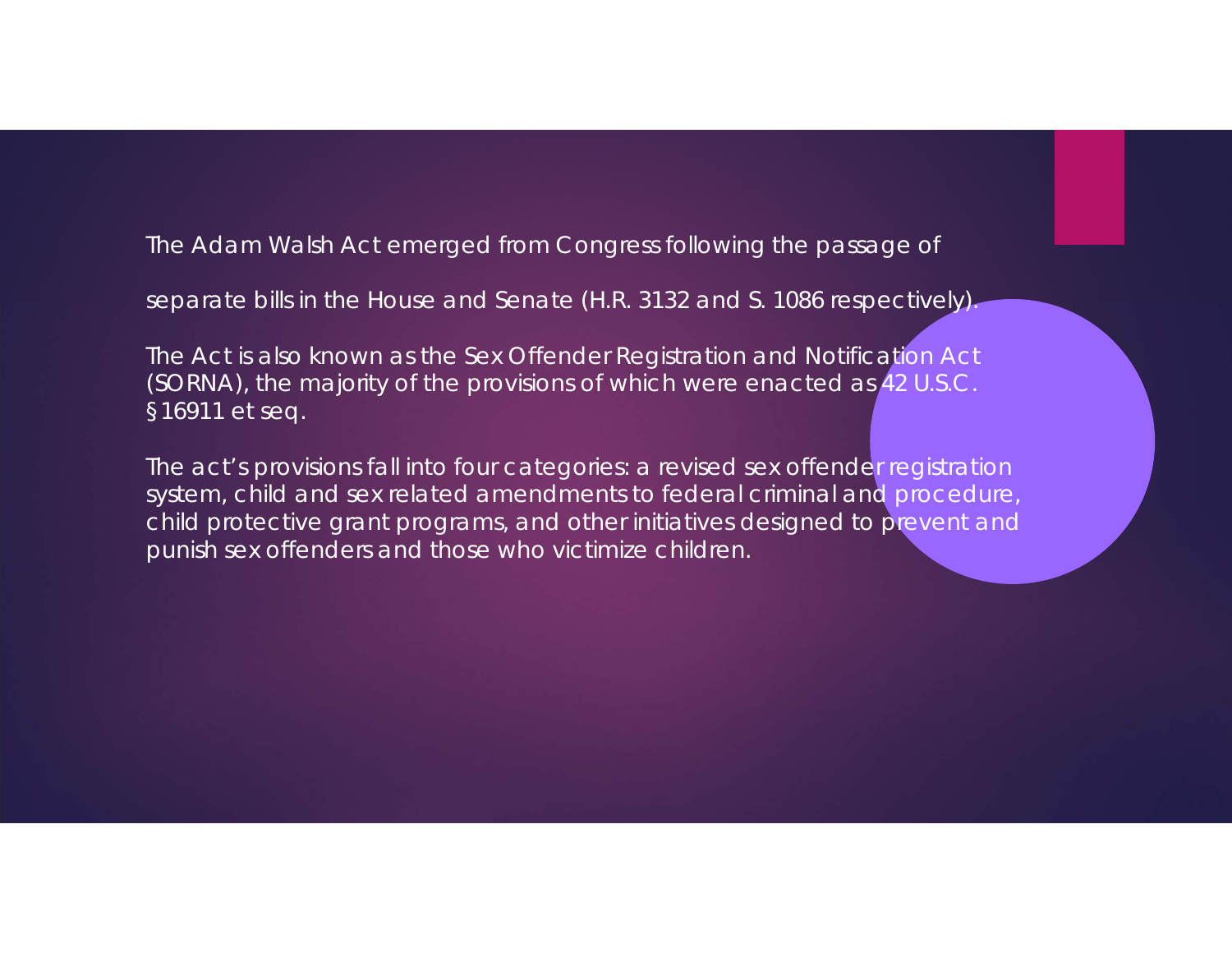The Adam Walsh Act emerged from Congress following the passage of

separate bills in the House and Senate (H.R. 3132 and S. 1086 respectively).

The Act is also known as the Sex Offender Registration and Notification Act (SORNA), the majority of the provisions of which were enacted as 42 U.S.C. §16911 et seq.

The act's provisions fall into four categories: a revised sex offender registration system, child and sex related amendments to federal criminal and procedure, child protective grant programs, and other initiatives designed to prevent and punish sex offenders and those who victimize children.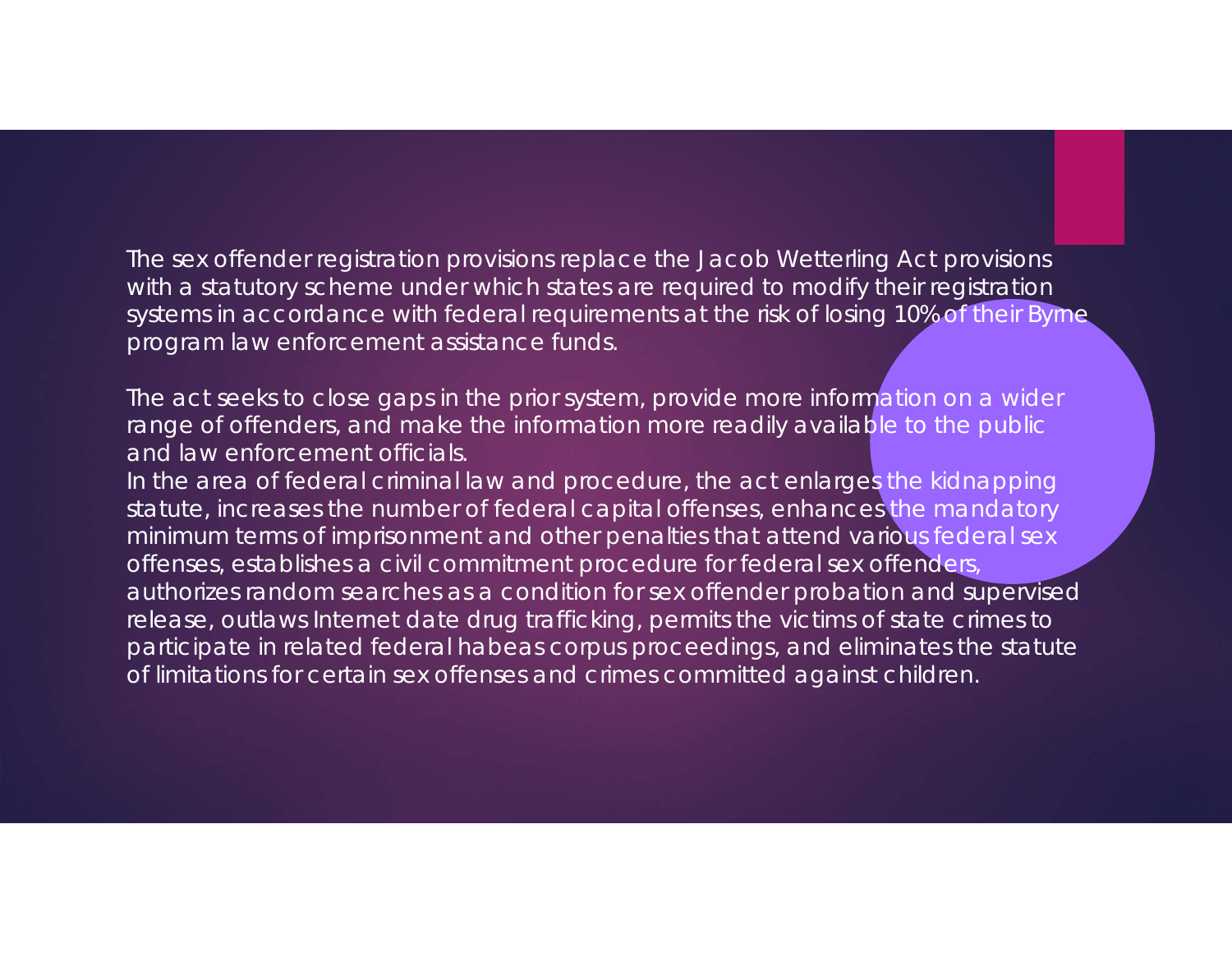The sex offender registration provisions replace the Jacob Wetterling Act provisions with a statutory scheme under which states are required to modify their registration systems in accordance with federal requirements at the risk of losing 10% of their Byrne program law enforcement assistance funds.

The act seeks to close gaps in the prior system, provide more information on a wider range of offenders, and make the information more readily available to the public and law enforcement officials.

In the area of federal criminal law and procedure, the act enlarges the kidnapping statute, increases the number of federal capital offenses, enhances the mandatory minimum terms of imprisonment and other penalties that attend various federal sex offenses, establishes a civil commitment procedure for federal sex offenders, authorizes random searches as a condition for sex offender probation and supervised release, outlaws Internet date drug trafficking, permits the victims of state crimes to participate in related federal habeas corpus proceedings, and eliminates the statute of limitations for certain sex offenses and crimes committed against children.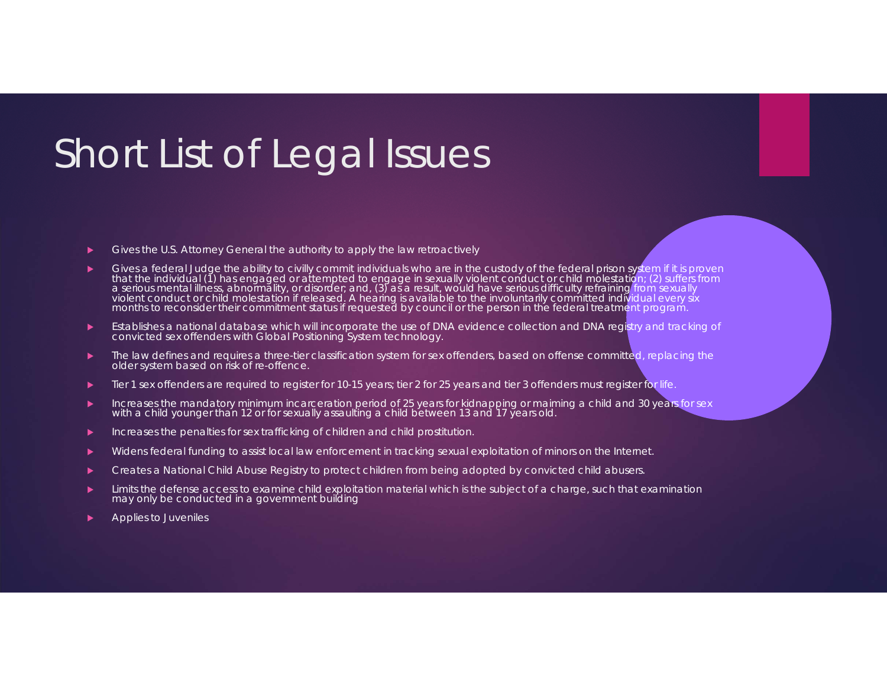# Short List of Legal Issues

- Gives the U.S. Attorney General the authority to apply the law retroactively
- Gives a federal Judge the ability to civilly commit individuals who are in the custody of the federal prison system if it is proven that the individual (1) has engaged or attempted to engage in sexually violent conduct or child molestation; (2) suffers from a serious mental illness, abnormality, or disorder; and, (3) as a result, would have serious difficulty refraining from sexually violent conduct or child molestation if released. A hearing is available to the involuntarily committed individual every six months to reconsider their commitment status if requested by council or the person in the federal treatment program.
- Establishes a national database which will incorporate the use of DNA evidence collection and DNA registry and tracking of convicted sex offenders with Global Positioning System technology.
- The law defines and requires a three-tier classification system for sex offenders, based on offense committed, replacing the older system based on risk of re-offence.
- Tier 1 sex offenders are required to register for 10-15 years; tier 2 for 25 years and tier 3 offenders must register for life.
- Increases the mandatory minimum incarceration period of 25 years for kidnapping or maiming a child and 30 years for sex with a child younger than 12 or for sexually assaulting a child between 13 and 17 years old.
- Increases the penalties for sex trafficking of children and child prostitution.
- Widens federal funding to assist local law enforcement in tracking sexual exploitation of minors on the Internet.
- Creates a National Child Abuse Registry to protect children from being adopted by convicted child abusers.
- Limits the defense access to examine child exploitation material which is the subject of a charge, such that examination may only be conducted in a government building
- Applies to Juveniles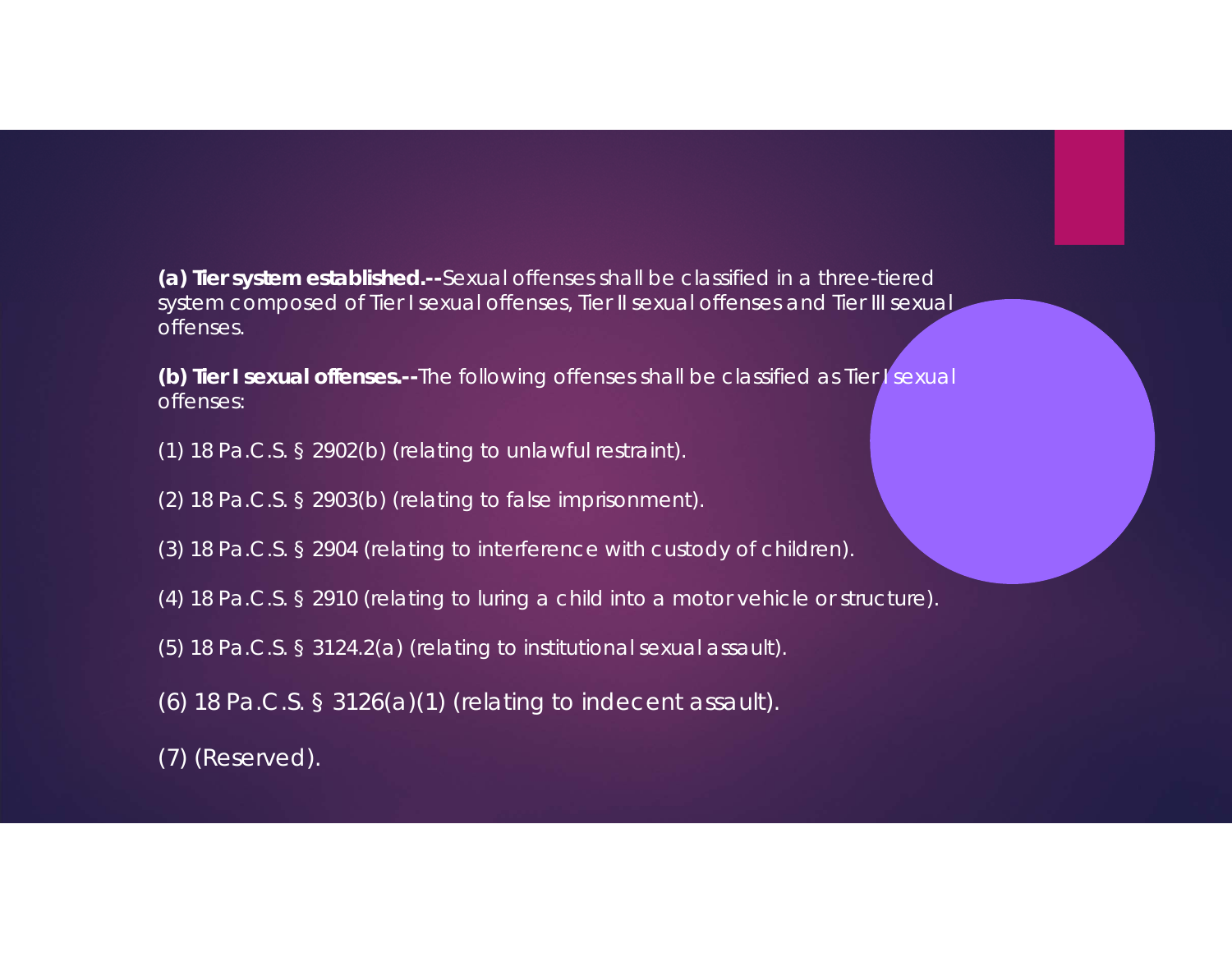**(a) Tier system established.--**Sexual offenses shall be classified in a three-tiered system composed of Tier I sexual offenses, Tier II sexual offenses and Tier III sexual offenses.

**(b) Tier I sexual offenses.--**The following offenses shall be classified as Tier I sexual offenses:

(1) 18 Pa.C.S. § 2902(b) (relating to unlawful restraint).

(2) 18 Pa.C.S. § 2903(b) (relating to false imprisonment).

(3) 18 Pa.C.S. § 2904 (relating to interference with custody of children).

(4) 18 Pa.C.S. § 2910 (relating to luring a child into a motor vehicle or structure).

(5) 18 Pa.C.S. § 3124.2(a) (relating to institutional sexual assault).

(6) 18 Pa.C.S. § 3126(a)(1) (relating to indecent assault).

(7) (Reserved).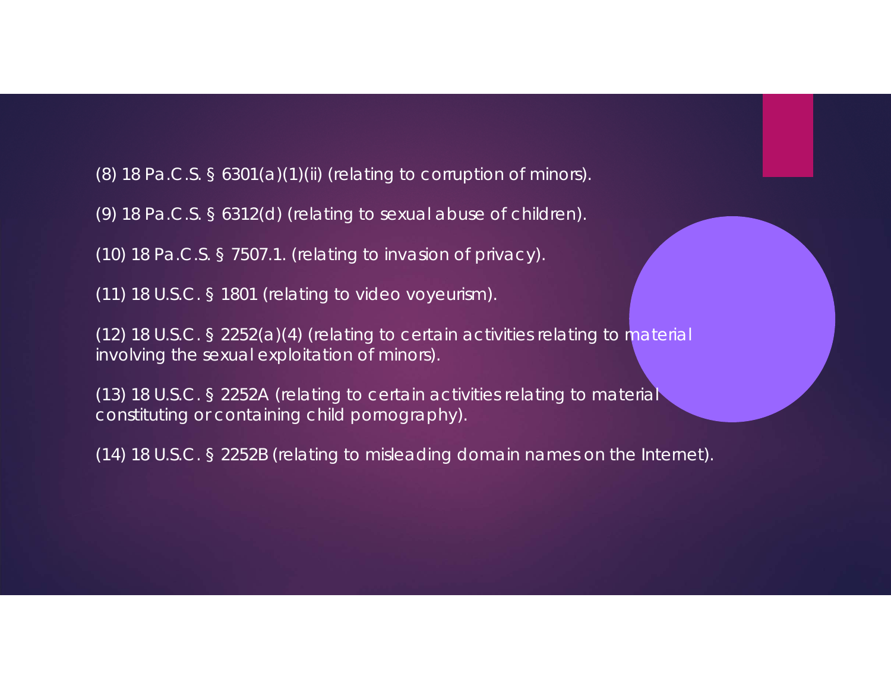(8) 18 Pa.C.S. § 6301(a)(1)(ii) (relating to corruption of minors).

(9) 18 Pa.C.S. § 6312(d) (relating to sexual abuse of children).

(10) 18 Pa.C.S. § 7507.1. (relating to invasion of privacy).

(11) 18 U.S.C. § 1801 (relating to video voyeurism).

(12) 18 U.S.C. § 2252(a)(4) (relating to certain activities relating to material involving the sexual exploitation of minors).

(13) 18 U.S.C. § 2252A (relating to certain activities relating to material constituting or containing child pornography).

(14) 18 U.S.C. § 2252B (relating to misleading domain names on the Internet).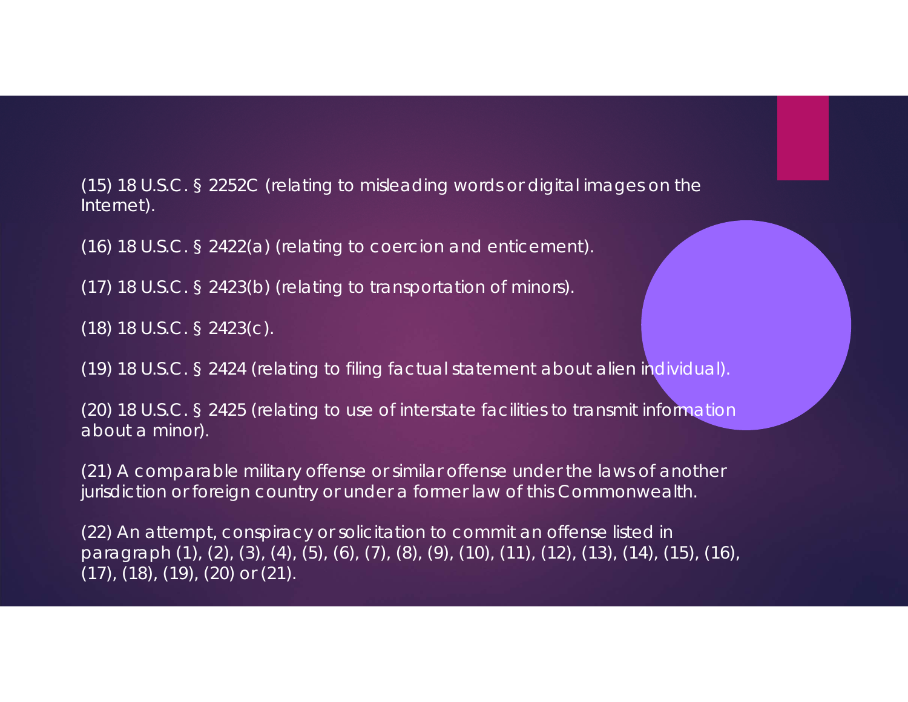(15) 18 U.S.C. § 2252C (relating to misleading words or digital images on the Internet).

(16) 18 U.S.C. § 2422(a) (relating to coercion and enticement).

(17) 18 U.S.C. § 2423(b) (relating to transportation of minors).

(18) 18 U.S.C. § 2423(c).

(19) 18 U.S.C. § 2424 (relating to filing factual statement about alien individual).

(20) 18 U.S.C. § 2425 (relating to use of interstate facilities to transmit information about a minor).

(21) A comparable military offense or similar offense under the laws of another jurisdiction or foreign country or under a former law of this Commonwealth.

(22) An attempt, conspiracy or solicitation to commit an offense listed in paragraph (1), (2), (3), (4), (5), (6), (7), (8), (9), (10), (11), (12), (13), (14), (15), (16), (17), (18), (19), (20) or (21).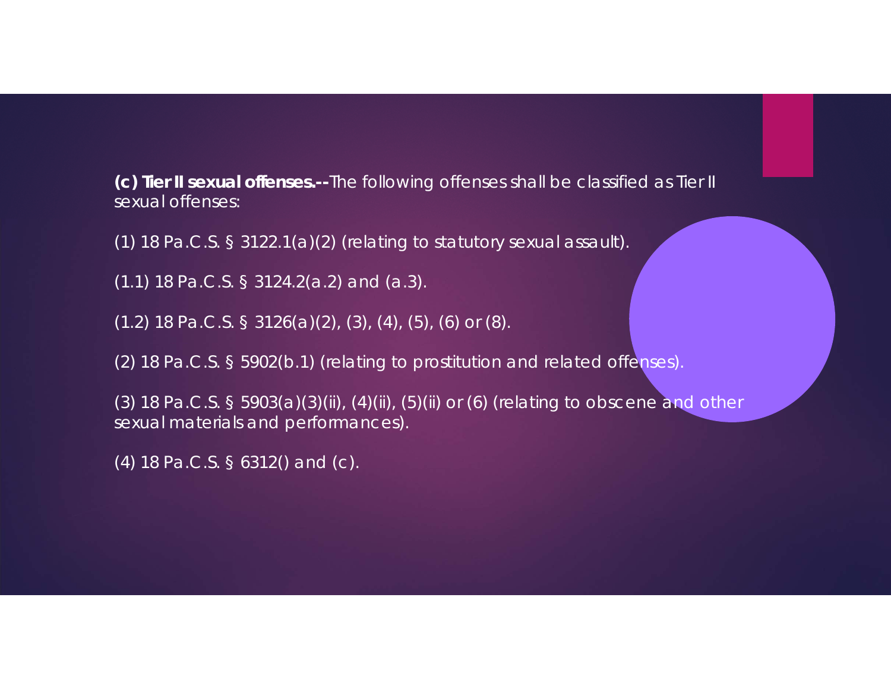**(c) Tier II sexual offenses.--**The following offenses shall be classified as Tier II sexual offenses:

(1) 18 Pa.C.S. § 3122.1(a)(2) (relating to statutory sexual assault).

(1.1) 18 Pa.C.S. § 3124.2(a.2) and (a.3).

(1.2) 18 Pa.C.S. § 3126(a)(2), (3), (4), (5), (6) or (8).

(2) 18 Pa.C.S. § 5902(b.1) (relating to prostitution and related offenses).

(3) 18 Pa.C.S. § 5903(a)(3)(ii), (4)(ii), (5)(ii) or (6) (relating to obscene and other sexual materials and performances).

(4) 18 Pa.C.S. § 6312() and (c).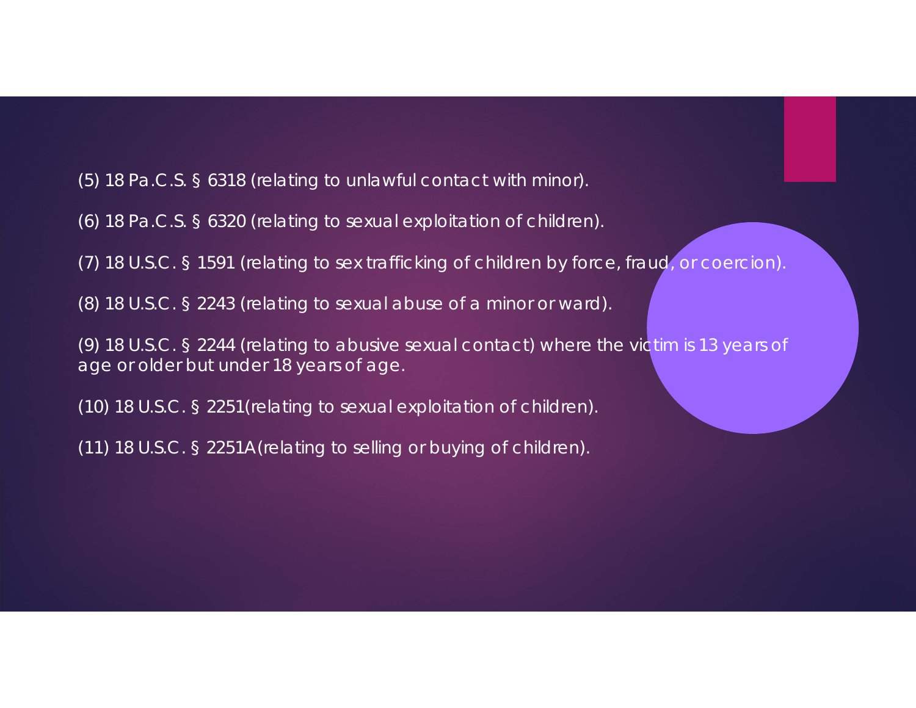(5) 18 Pa.C.S. § 6318 (relating to unlawful contact with minor).

(6) 18 Pa.C.S. § 6320 (relating to sexual exploitation of children).

(7) 18 U.S.C. § 1591 (relating to sex trafficking of children by force, fraud, or coercion).

(8) 18 U.S.C. § 2243 (relating to sexual abuse of a minor or ward).

(9) 18 U.S.C. § 2244 (relating to abusive sexual contact) where the victim is 13 years of age or older but under 18 years of age.

(10) 18 U.S.C. § 2251(relating to sexual exploitation of children).

(11) 18 U.S.C. § 2251A (relating to selling or buying of children).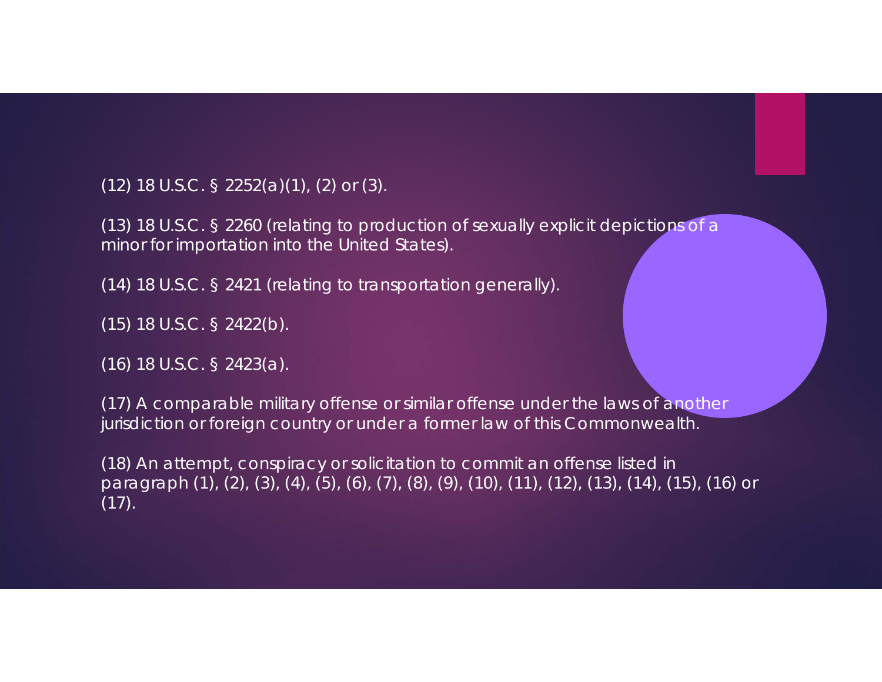(12) 18 U.S.C. § 2252(a)(1), (2) or (3).

(13) 18 U.S.C. § 2260 (relating to production of sexually explicit depictions of a minor for importation into the United States).

(14) 18 U.S.C. § 2421 (relating to transportation generally).

(15) 18 U.S.C. § 2422(b).

(16) 18 U.S.C. § 2423(a).

(17) A comparable military offense or similar offense under the laws of another jurisdiction or foreign country or under a former law of this Commonwealth.

(18) An attempt, conspiracy or solicitation to commit an offense listed in paragraph (1), (2), (3), (4), (5), (6), (7), (8), (9), (10), (11), (12), (13), (14), (15), (16) or (17).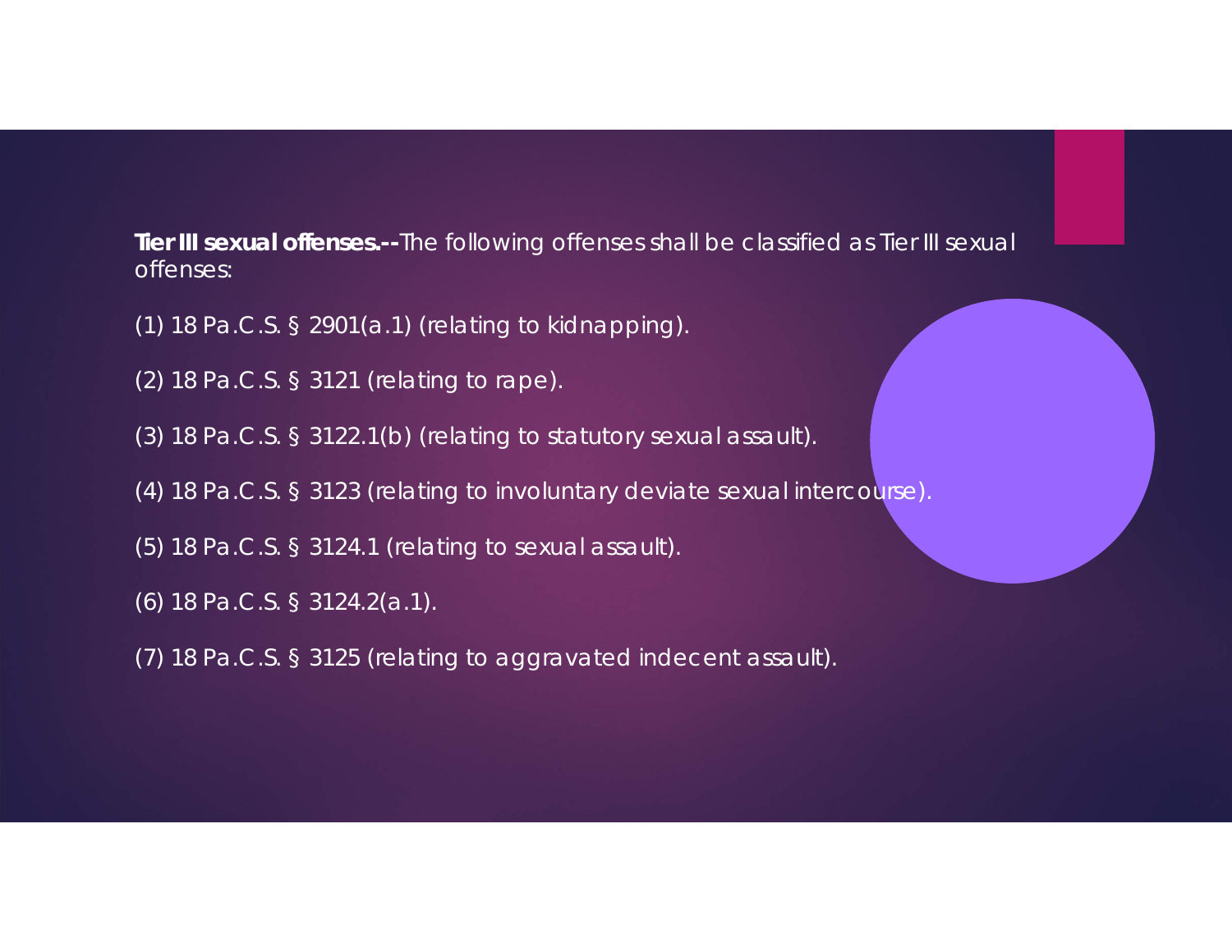**Tier III sexual offenses.--**The following offenses shall be classified as Tier III sexual offenses:

(1) 18 Pa.C.S. § 2901(a.1) (relating to kidnapping).

(2) 18 Pa.C.S. § 3121 (relating to rape).

(3) 18 Pa.C.S. § 3122.1(b) (relating to statutory sexual assault).

(4) 18 Pa.C.S. § 3123 (relating to involuntary deviate sexual intercourse).

(5) 18 Pa.C.S. § 3124.1 (relating to sexual assault).

(6) 18 Pa.C.S. § 3124.2(a.1).

(7) 18 Pa.C.S. § 3125 (relating to aggravated indecent assault).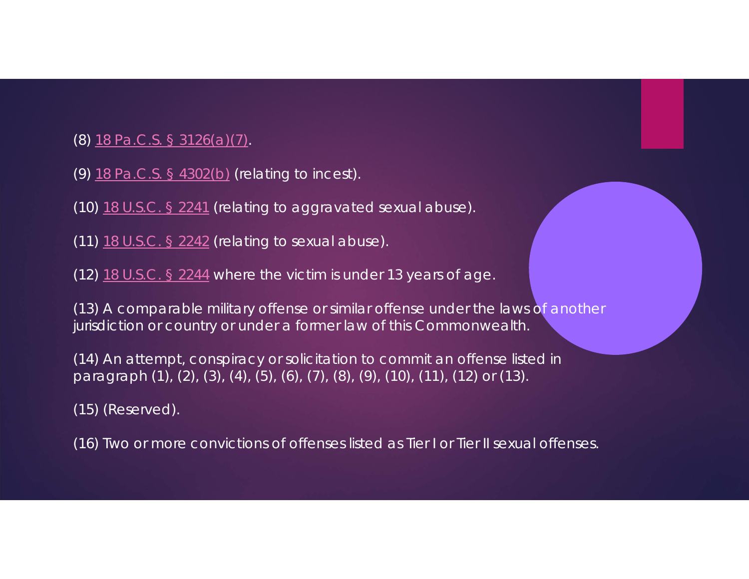(8) 18 Pa.C.S. § 3126(a)(7).

(9) 18 Pa.C.S. § 4302(b) (relating to incest).

(10) 18 U.S.C. § 2241 (relating to aggravated sexual abuse).

(11) 18 U.S.C. § 2242 (relating to sexual abuse).

(12) 18 U.S.C. § 2244 where the victim is under 13 years of age.

(13) A comparable military offense or similar offense under the laws of another jurisdiction or country or under a former law of this Commonwealth.

(14) An attempt, conspiracy or solicitation to commit an offense listed in paragraph (1), (2), (3), (4), (5), (6), (7), (8), (9), (10), (11), (12) or (13).

(15) (Reserved).

(16) Two or more convictions of offenses listed as Tier I or Tier II sexual offenses.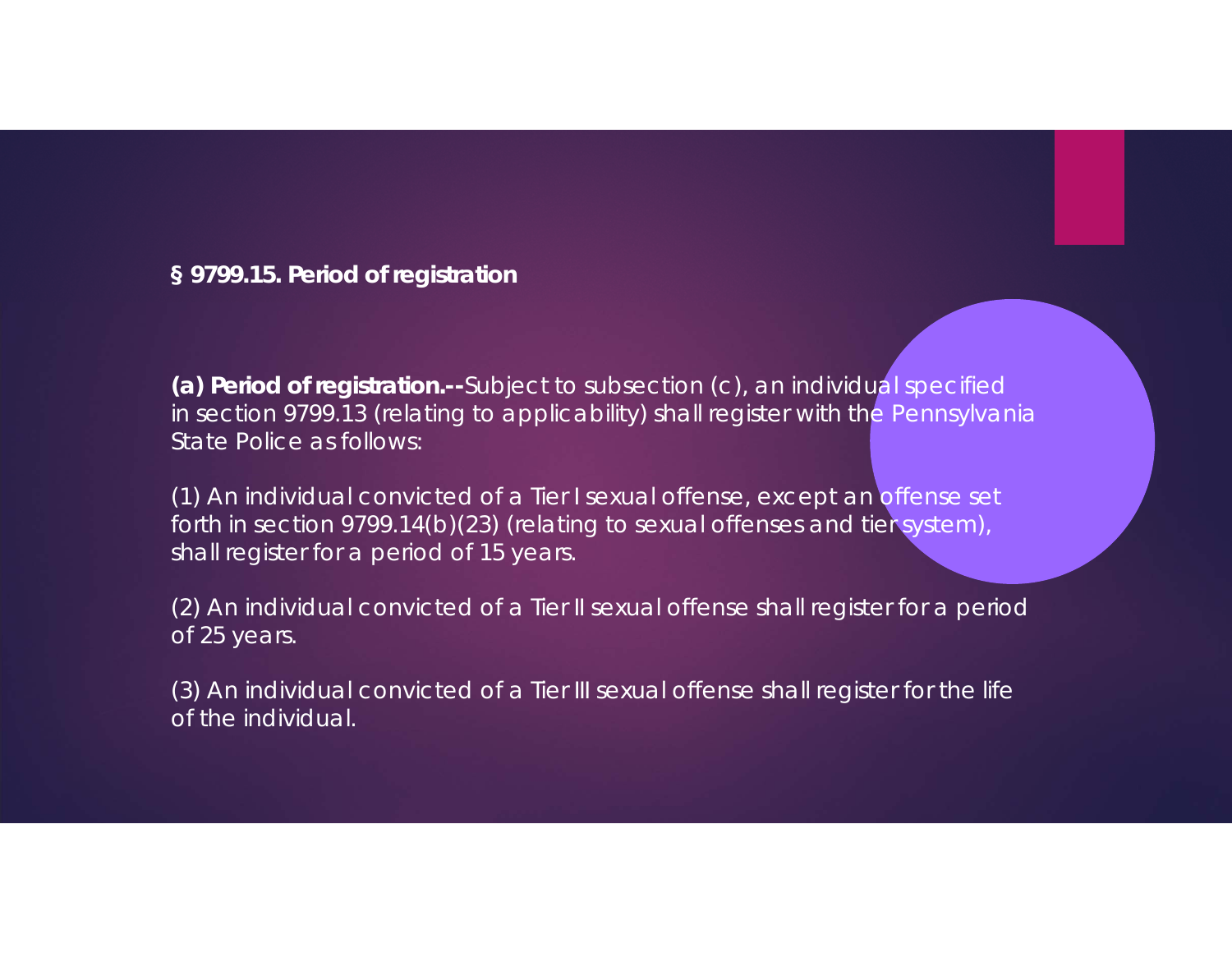**§ 9799.15. Period of registration**

**(a) Period of registration.--**Subject to subsection (c), an individual specified in section 9799.13 (relating to applicability) shall register with the Pennsylvania State Police as follows:

(1) An individual convicted of a Tier I sexual offense, except an offense set forth in section 9799.14(b)(23) (relating to sexual offenses and tier system), shall register for a period of 15 years.

(2) An individual convicted of a Tier II sexual offense shall register for a period of 25 years.

(3) An individual convicted of a Tier III sexual offense shall register for the life of the individual.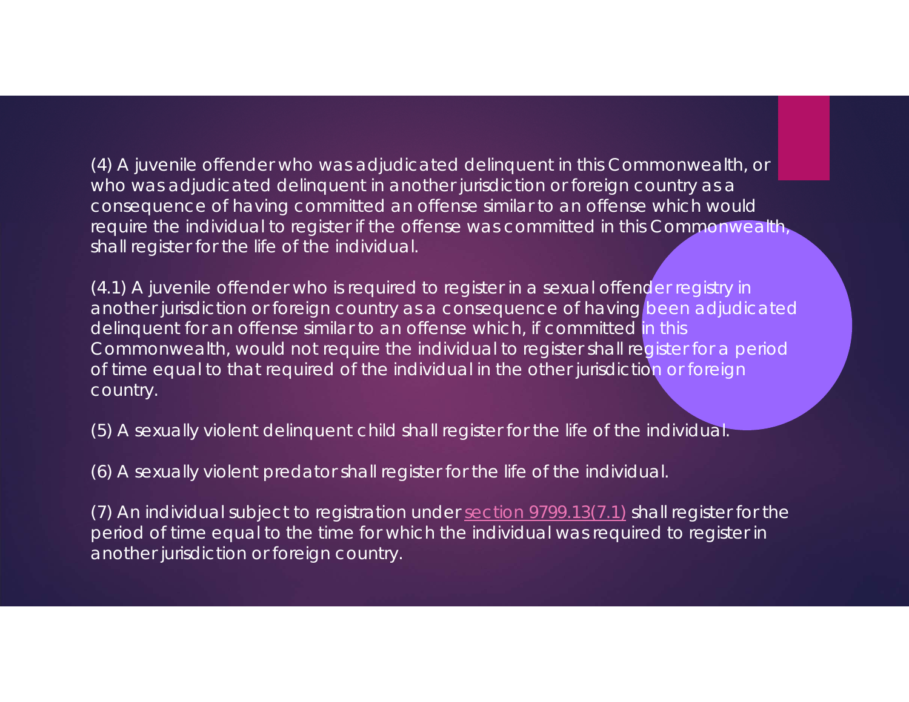(4) A juvenile offender who was adjudicated delinquent in this Commonwealth, or who was adjudicated delinquent in another jurisdiction or foreign country as a consequence of having committed an offense similar to an offense which would require the individual to register if the offense was committed in this Commonwealth, shall register for the life of the individual.

(4.1) A juvenile offender who is required to register in a sexual offender registry in another jurisdiction or foreign country as a consequence of having been adjudicated delinquent for an offense similar to an offense which, if committed in this Commonwealth, would not require the individual to register shall register for a period of time equal to that required of the individual in the other jurisdiction or foreign country.

(5) A sexually violent delinquent child shall register for the life of the individual.

(6) A sexually violent predator shall register for the life of the individual.

(7) An individual subject to registration under section 9799.13(7.1) shall register for the period of time equal to the time for which the individual was required to register in another jurisdiction or foreign country.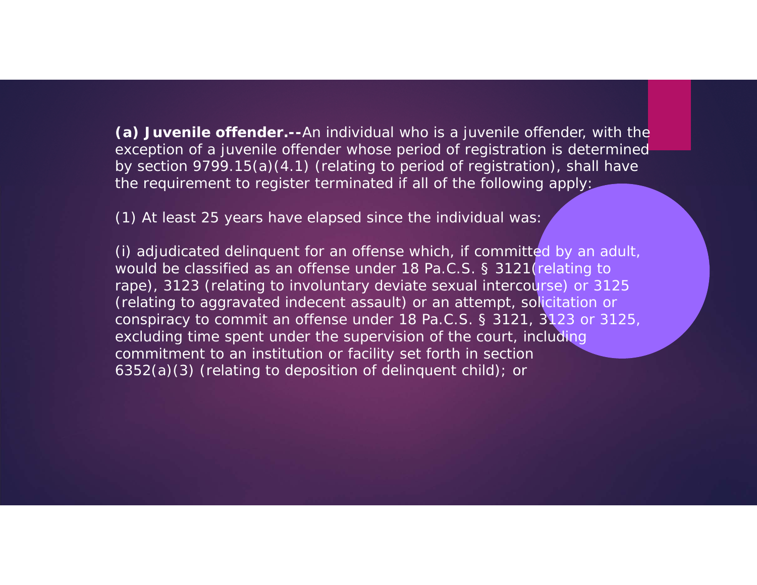**(a) Juvenile offender.--**An individual who is a juvenile offender, with the exception of a juvenile offender whose period of registration is determined by section 9799.15(a)(4.1) (relating to period of registration), shall have the requirement to register terminated if all of the following apply:

(1) At least 25 years have elapsed since the individual was:

(i) adjudicated delinquent for an offense which, if committed by an adult, would be classified as an offense under 18 Pa.C.S. § 3121(relating to rape), 3123 (relating to involuntary deviate sexual intercourse) or 3125 (relating to aggravated indecent assault) or an attempt, solicitation or conspiracy to commit an offense under 18 Pa.C.S. § 3121, 3123 or 3125, excluding time spent under the supervision of the court, including commitment to an institution or facility set forth in section 6352(a)(3) (relating to deposition of delinquent child); or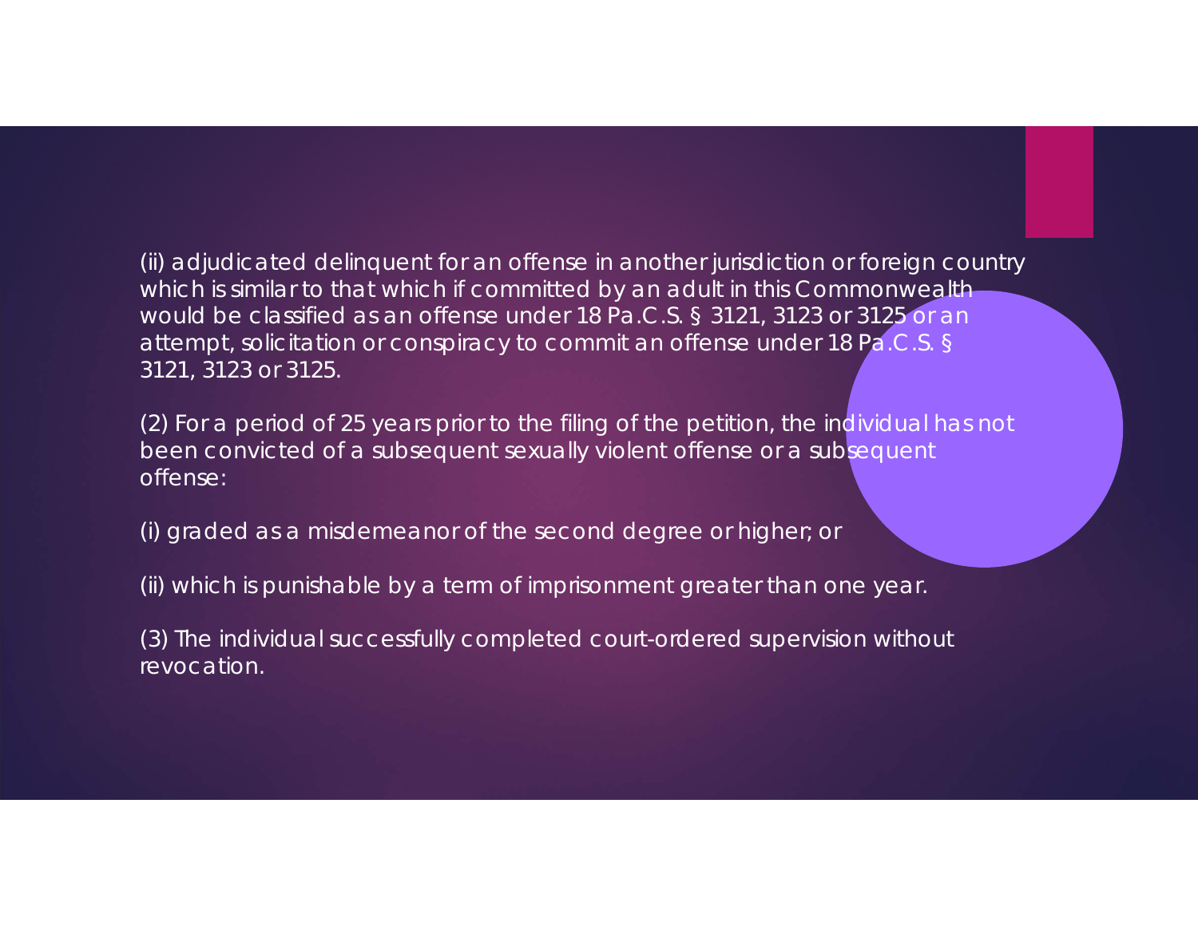(ii) adjudicated delinquent for an offense in another jurisdiction or foreign country which is similar to that which if committed by an adult in this Commonwealth would be classified as an offense under 18 Pa.C.S. § 3121, 3123 or 3125 or an attempt, solicitation or conspiracy to commit an offense under 18 Pa.C.S. § 3121, 3123 or 3125.

(2) For a period of 25 years prior to the filing of the petition, the individual has not been convicted of a subsequent sexually violent offense or a subsequent offense:

(i) graded as a misdemeanor of the second degree or higher; or

(ii) which is punishable by a term of imprisonment greater than one year.

(3) The individual successfully completed court-ordered supervision without revocation.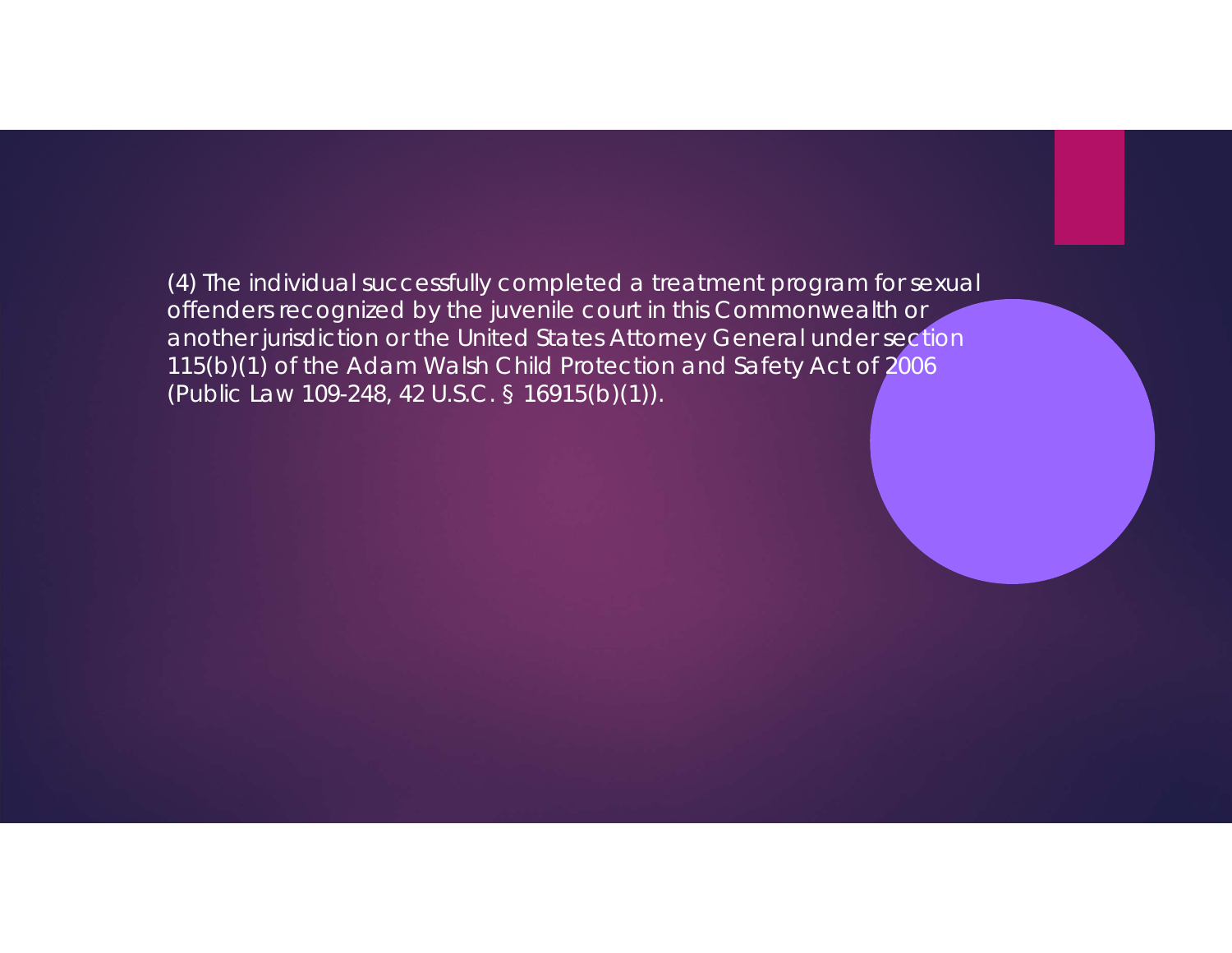(4) The individual successfully completed a treatment program for sexual offenders recognized by the juvenile court in this Commonwealth or another jurisdiction or the United States Attorney General under section 115(b)(1) of the Adam Walsh Child Protection and Safety Act of 2006 (Public Law 109-248, 42 U.S.C. § 16915(b)(1)).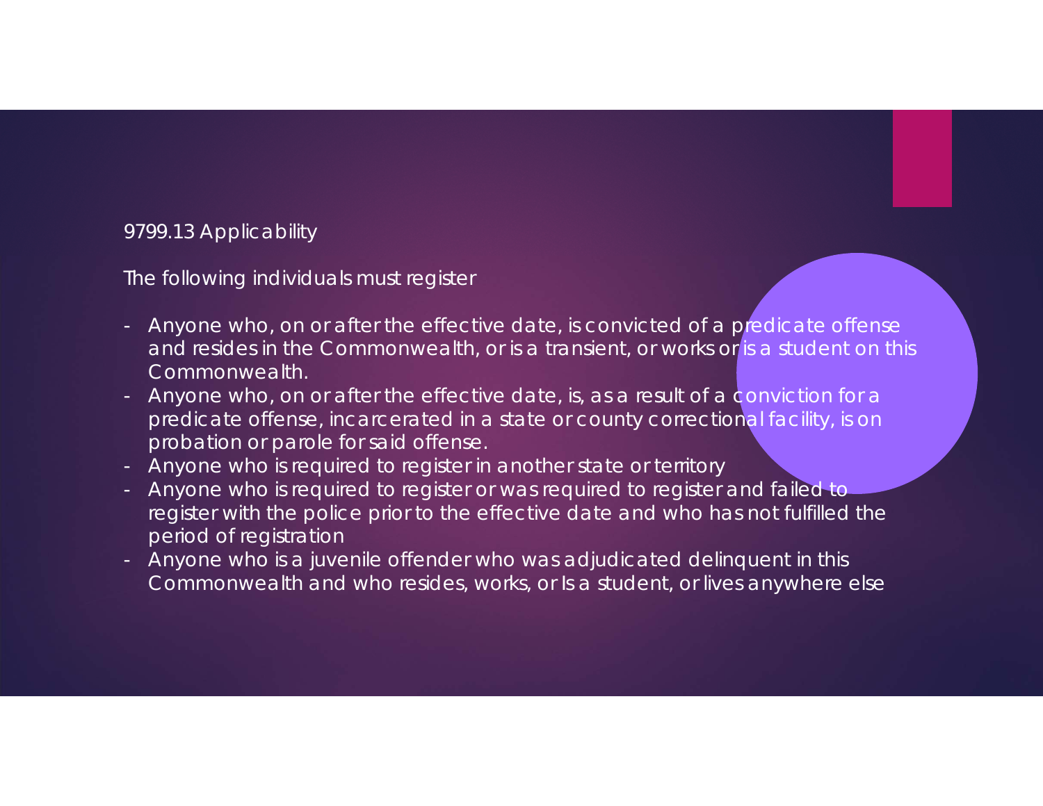9799.13 Applicability

The following individuals must register

- Anyone who, on or after the effective date, is convicted of a predicate offense and resides in the Commonwealth, or is a transient, or works or is a student on this Commonwealth.
- Anyone who, on or after the effective date, is, as a result of a conviction for a predicate offense, incarcerated in a state or county correctional facility, is on probation or parole for said offense.
- Anyone who is required to register in another state or territory
- Anyone who is required to register or was required to register and failed to register with the police prior to the effective date and who has not fulfilled the period of registration
- Anyone who is a juvenile offender who was adjudicated delinquent in this Commonwealth and who resides, works, or Is a student, or lives anywhere else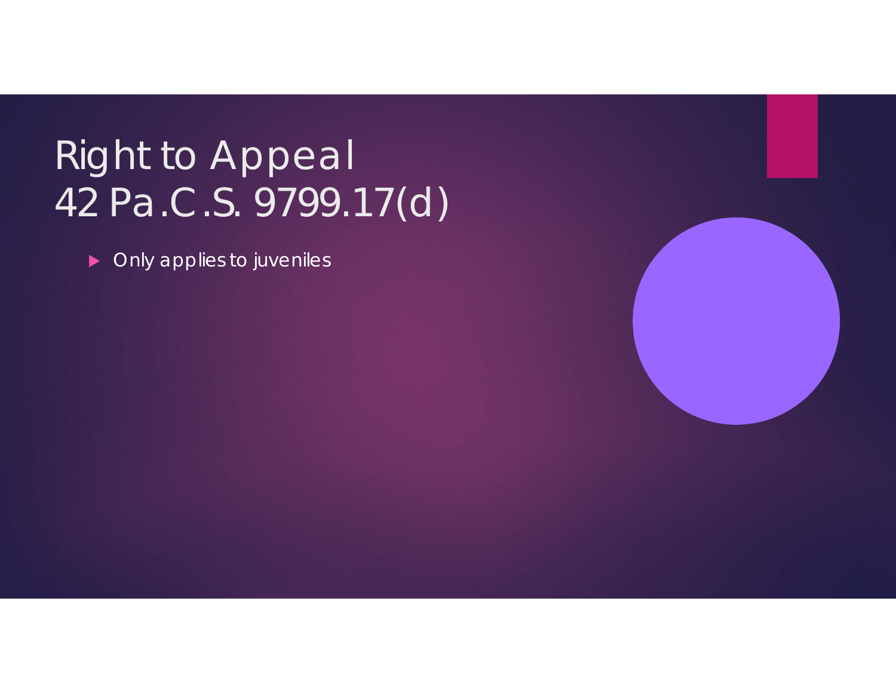# Right to Appeal
# 42 Pa.C.S. 9799.17(d)

- Only applies to juveniles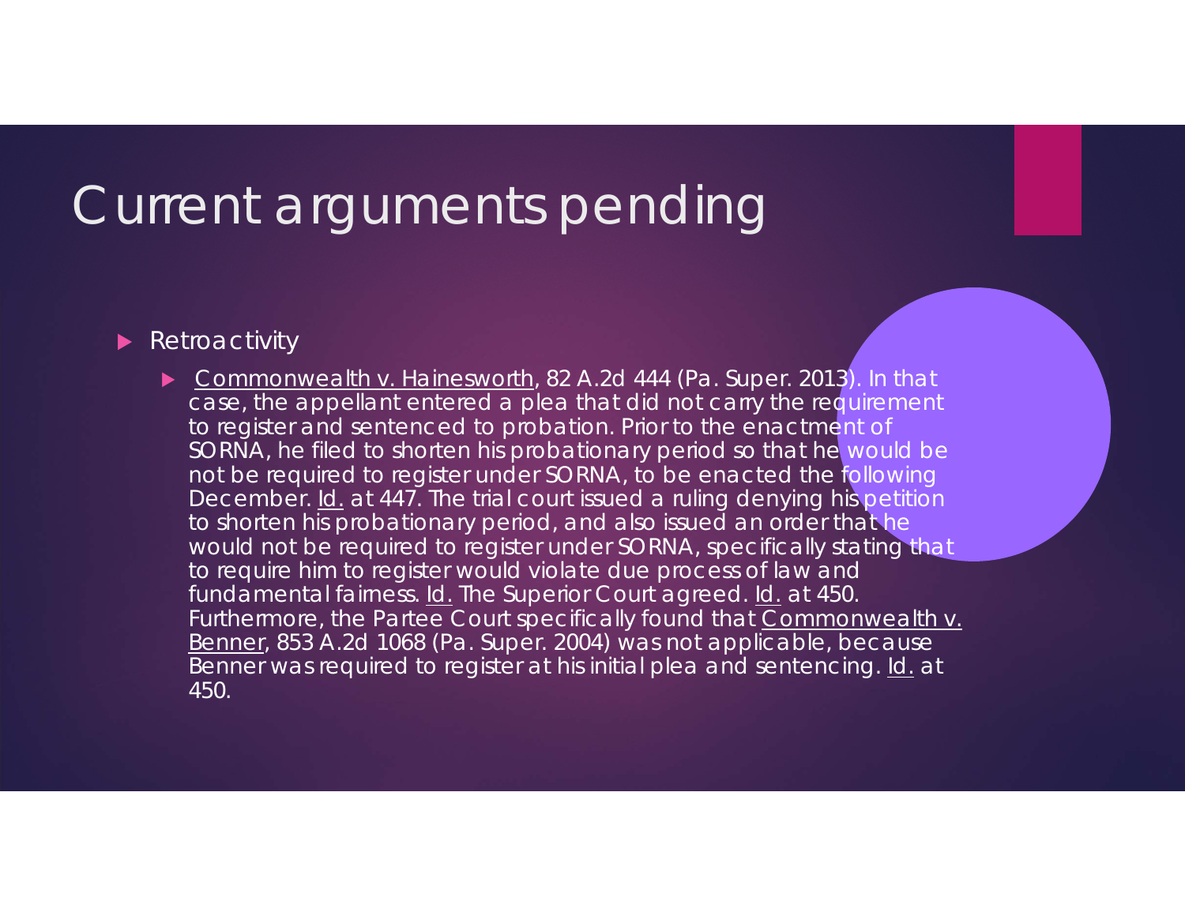# Current arguments pending

- Retroactivity
  - Commonwealth v. Hainesworth, 82 A.2d 444 (Pa. Super. 2013). In that case, the appellant entered a plea that did not carry the requirement to register and sentenced to probation. Prior to the enactment of SORNA, he filed to shorten his probationary period so that he would be not be required to register under SORNA, to be enacted the following December. Id. at 447. The trial court issued a ruling denying his petition to shorten his probationary period, and also issued an order that he would not be required to register under SORNA, specifically stating that to require him to register would violate due process of law and fundamental fairness. Id. The Superior Court agreed. Id. at 450. Furthermore, the Partee Court specifically found that Commonwealth v. Benner, 853 A.2d 1068 (Pa. Super. 2004) was not applicable, because Benner was required to register at his initial plea and sentencing. Id. at 450.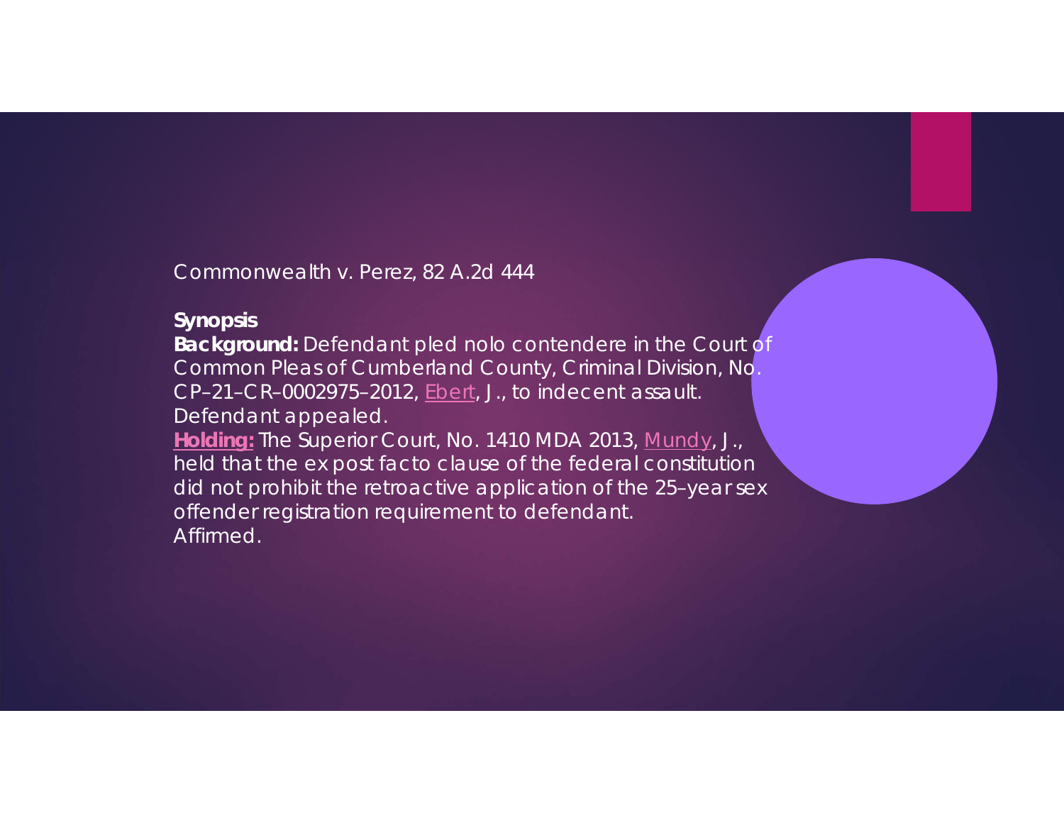Commonwealth v. Perez, 82 A.2d 444

**Synopsis**

**Background:** Defendant pled nolo contendere in the Court of Common Pleas of Cumberland County, Criminal Division, No. CP–21–CR–0002975–2012, Ebert, J., to indecent assault. Defendant appealed.

**Holding:** The Superior Court, No. 1410 MDA 2013, Mundy, J., held that the ex post facto clause of the federal constitution did not prohibit the retroactive application of the 25–year sex offender registration requirement to defendant.

Affirmed.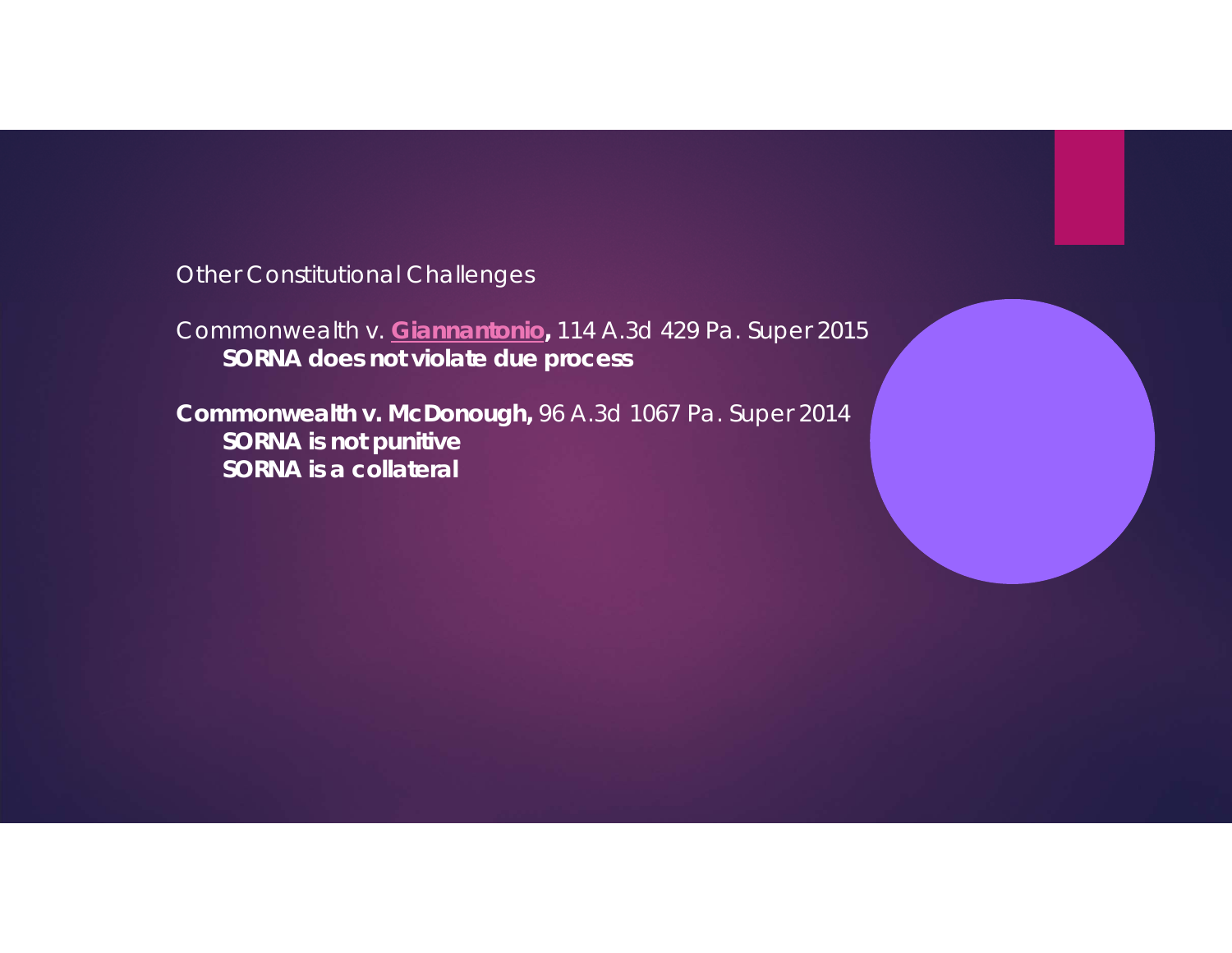Other Constitutional Challenges

Commonwealth v. **Giannantonio,** 114 A.3d 429 Pa. Super 2015
**SORNA does not violate due process**

**Commonwealth v. McDonough,** 96 A.3d 1067 Pa. Super 2014
**SORNA is not punitive**
**SORNA is a collateral**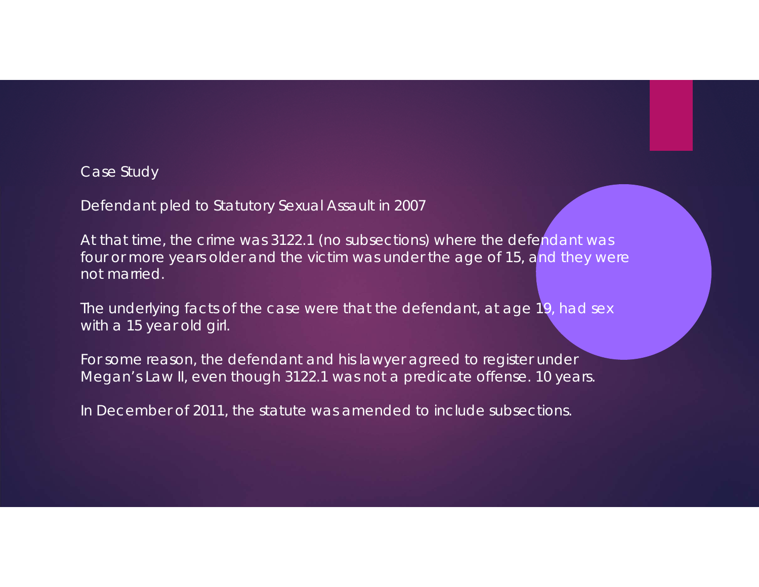## Case Study

Defendant pled to Statutory Sexual Assault in 2007

At that time, the crime was 3122.1 (no subsections) where the defendant was four or more years older and the victim was under the age of 15, and they were not married.

The underlying facts of the case were that the defendant, at age 19, had sex with a 15 year old girl.

For some reason, the defendant and his lawyer agreed to register under Megan's Law II, even though 3122.1 was not a predicate offense. 10 years.

In December of 2011, the statute was amended to include subsections.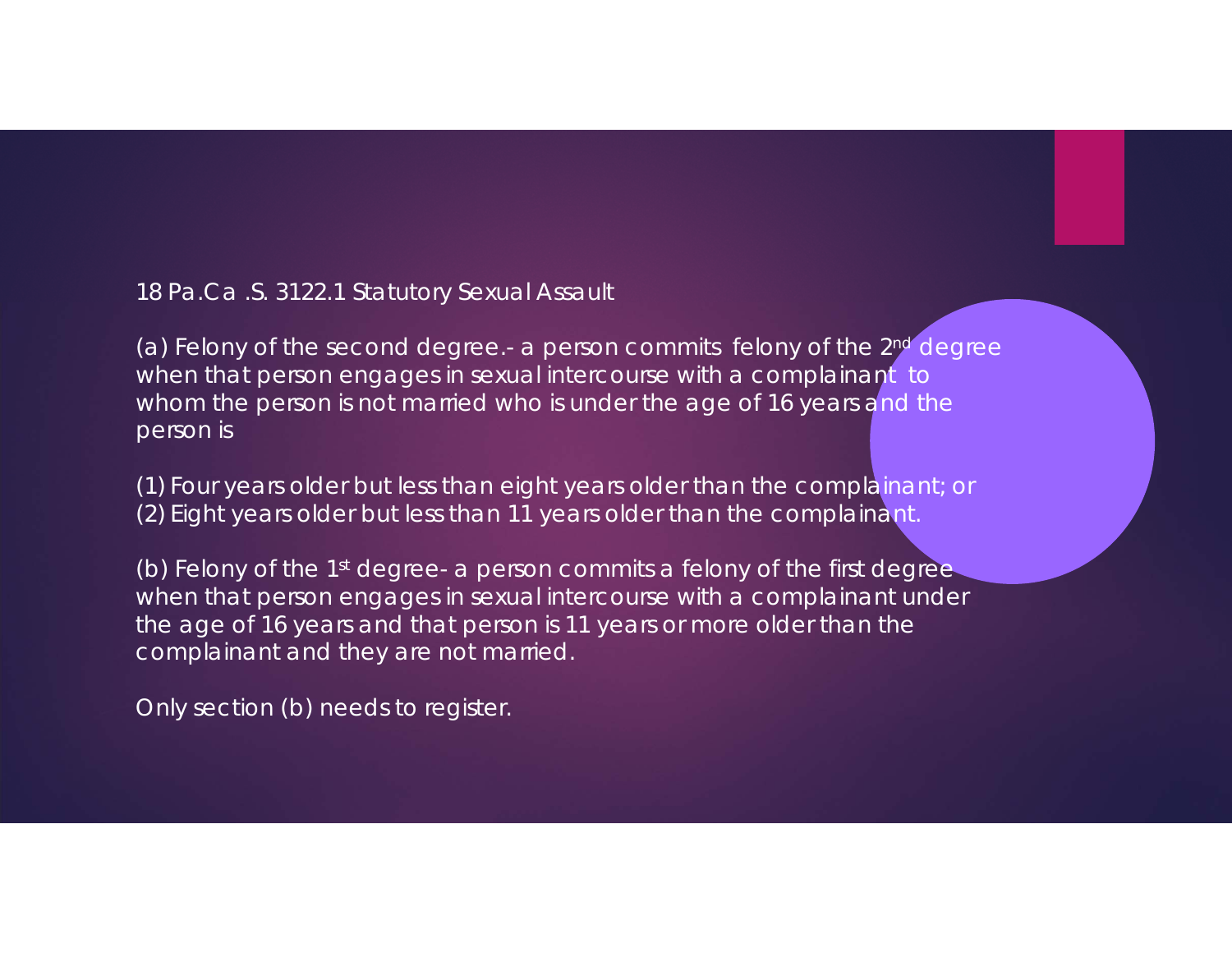18 Pa.C.S. 3122.1 Statutory Sexual Assault

(a) Felony of the second degree.- a person commits felony of the 2nd degree when that person engages in sexual intercourse with a complainant to whom the person is not married who is under the age of 16 years and the person is

(1) Four years older but less than eight years older than the complainant; or
(2) Eight years older but less than 11 years older than the complainant.

(b) Felony of the 1st degree- a person commits a felony of the first degree when that person engages in sexual intercourse with a complainant under the age of 16 years and that person is 11 years or more older than the complainant and they are not married.

Only section (b) needs to register.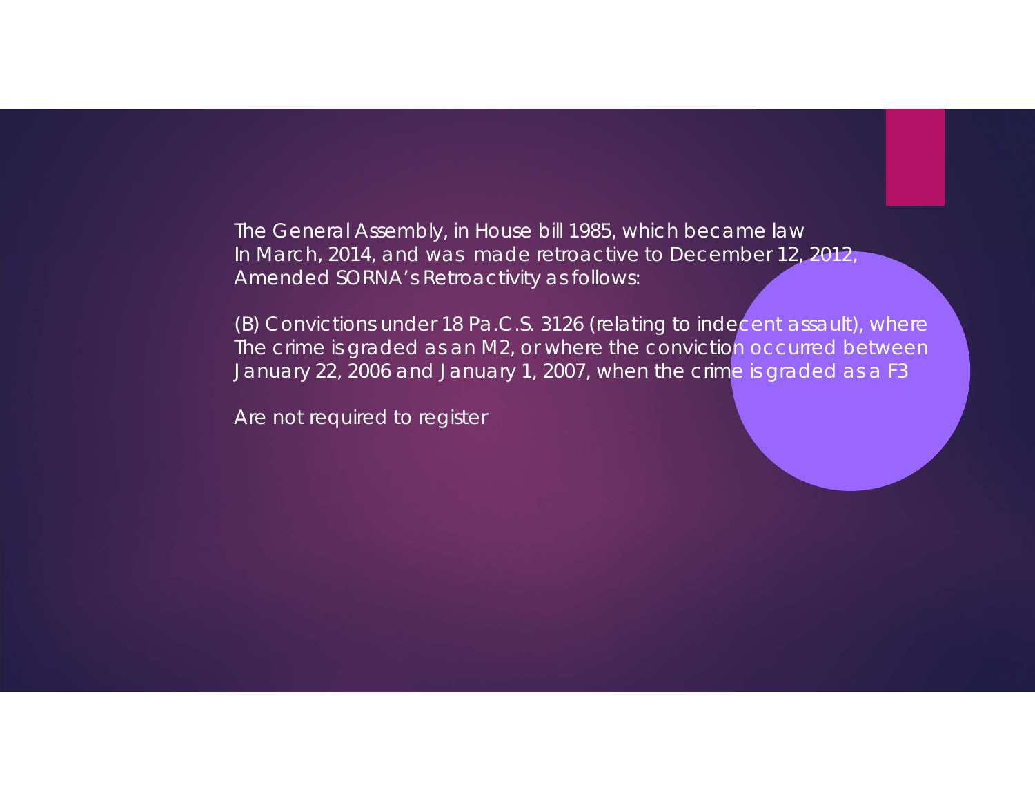The General Assembly, in House bill 1985, which became law In March, 2014, and was made retroactive to December 12, 2012, Amended SORNA's Retroactivity as follows:

(B) Convictions under 18 Pa.C.S. 3126 (relating to indecent assault), where The crime is graded as an M2, or where the conviction occurred between January 22, 2006 and January 1, 2007, when the crime is graded as a F3

Are not required to register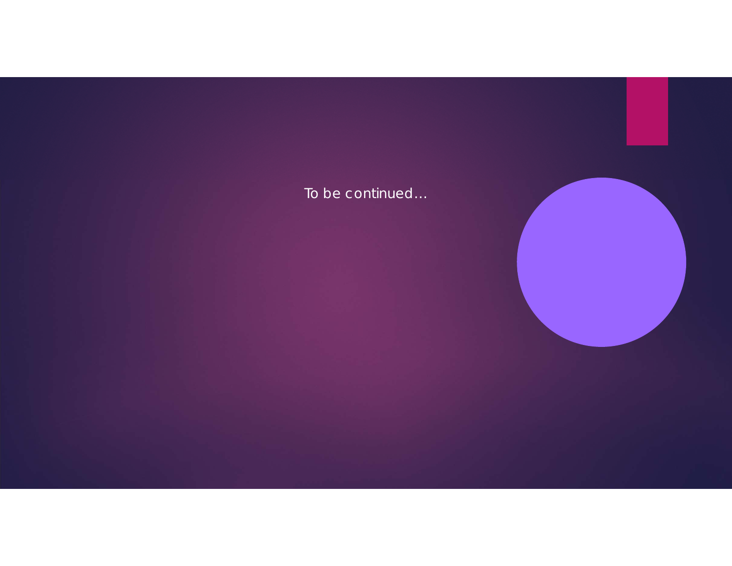To be continued…